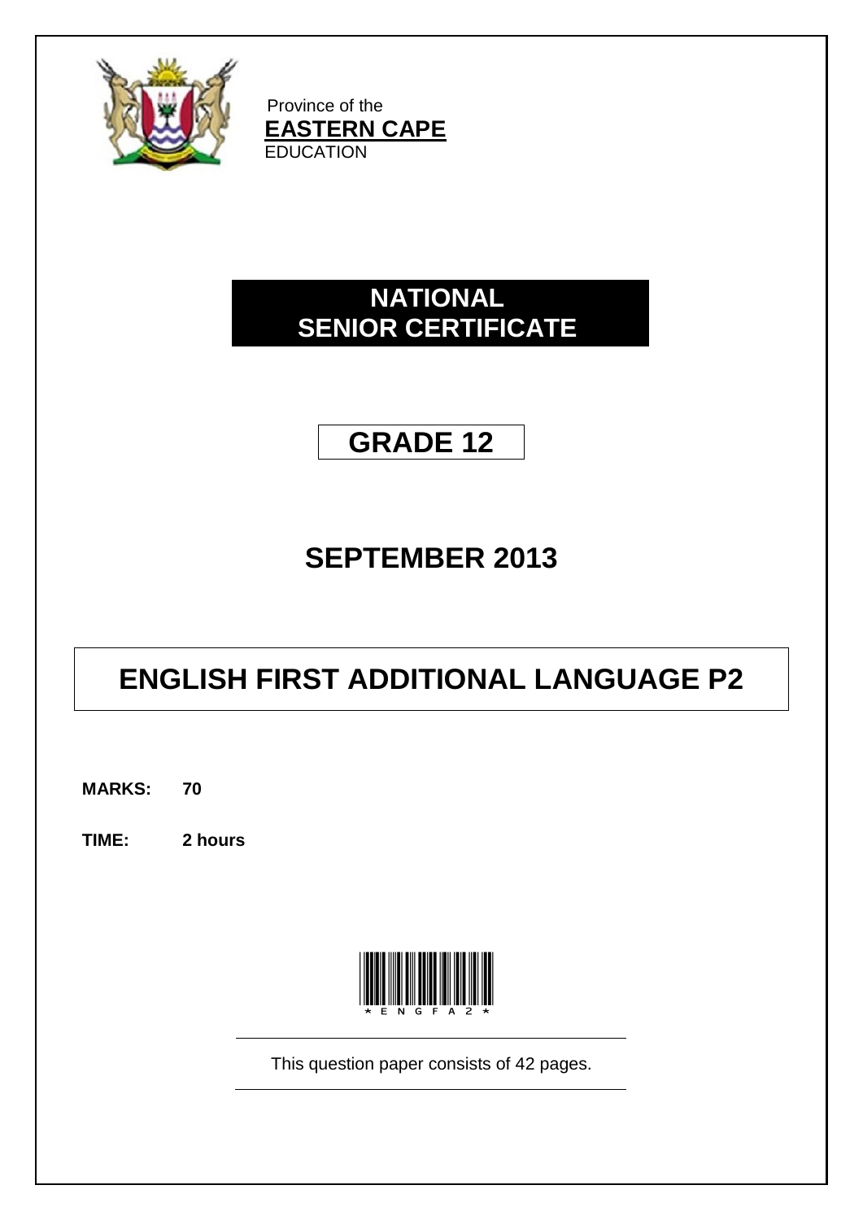Province of the
**EASTERN CAPE**
EDUCATION

# NATIONAL SENIOR CERTIFICATE

## GRADE 12

## SEPTEMBER 2013

# ENGLISH FIRST ADDITIONAL LANGUAGE P2

**MARKS:** **70**

**TIME:** **2 hours**

*ENGFA2*

This question paper consists of 42 pages.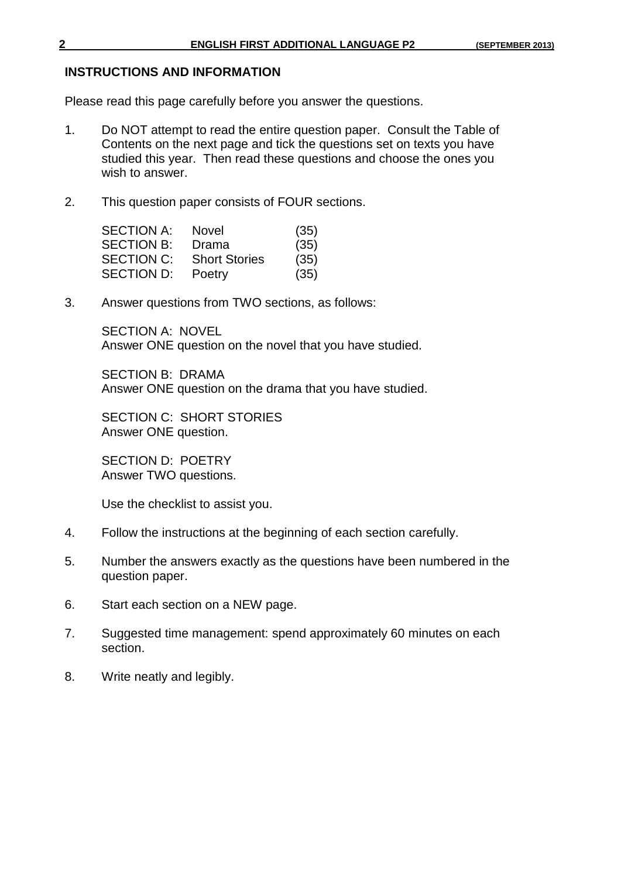## INSTRUCTIONS AND INFORMATION

Please read this page carefully before you answer the questions.

1. Do NOT attempt to read the entire question paper. Consult the Table of Contents on the next page and tick the questions set on texts you have studied this year. Then read these questions and choose the ones you wish to answer.

2. This question paper consists of FOUR sections.

   | | | |
   |---|---|---|
   | SECTION A: | Novel | (35) |
   | SECTION B: | Drama | (35) |
   | SECTION C: | Short Stories | (35) |
   | SECTION D: | Poetry | (35) |

3. Answer questions from TWO sections, as follows:

   SECTION A: NOVEL
   Answer ONE question on the novel that you have studied.

   SECTION B: DRAMA
   Answer ONE question on the drama that you have studied.

   SECTION C: SHORT STORIES
   Answer ONE question.

   SECTION D: POETRY
   Answer TWO questions.

   Use the checklist to assist you.

4. Follow the instructions at the beginning of each section carefully.

5. Number the answers exactly as the questions have been numbered in the question paper.

6. Start each section on a NEW page.

7. Suggested time management: spend approximately 60 minutes on each section.

8. Write neatly and legibly.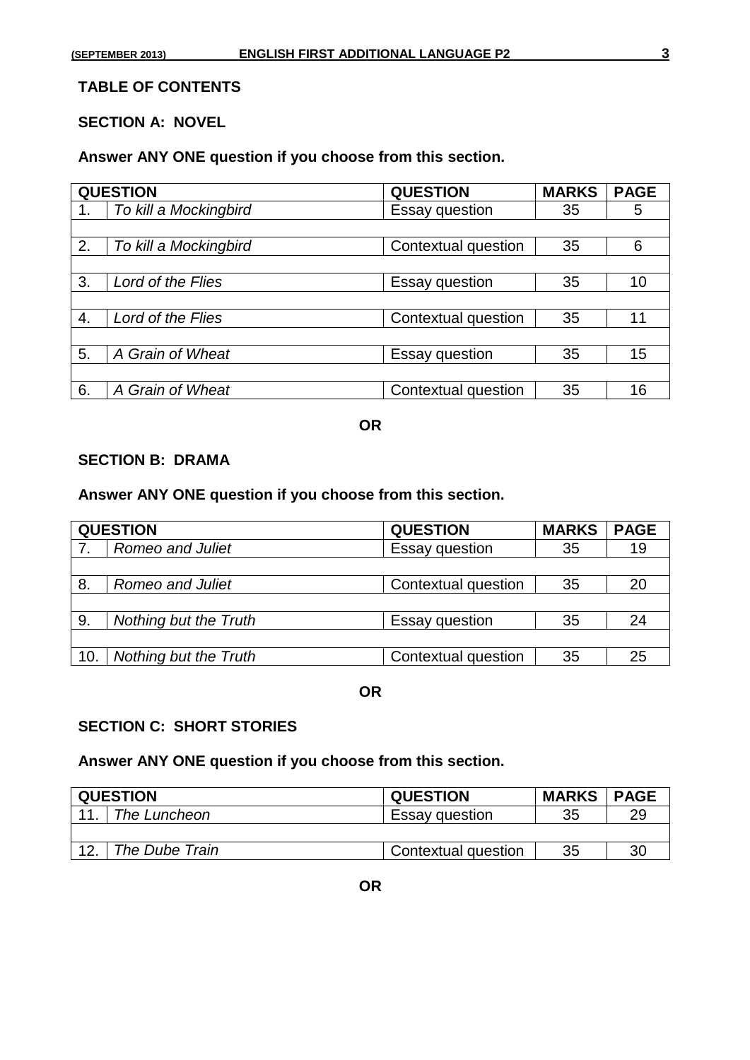## TABLE OF CONTENTS

### SECTION A: NOVEL

**Answer ANY ONE question if you choose from this section.**

| QUESTION | | QUESTION | MARKS | PAGE |
|---|---|---|---|---|
| 1. | *To kill a Mockingbird* | Essay question | 35 | 5 |
| 2. | *To kill a Mockingbird* | Contextual question | 35 | 6 |
| 3. | *Lord of the Flies* | Essay question | 35 | 10 |
| 4. | *Lord of the Flies* | Contextual question | 35 | 11 |
| 5. | *A Grain of Wheat* | Essay question | 35 | 15 |
| 6. | *A Grain of Wheat* | Contextual question | 35 | 16 |

**OR**

### SECTION B: DRAMA

**Answer ANY ONE question if you choose from this section.**

| QUESTION | | QUESTION | MARKS | PAGE |
|---|---|---|---|---|
| 7. | *Romeo and Juliet* | Essay question | 35 | 19 |
| 8. | *Romeo and Juliet* | Contextual question | 35 | 20 |
| 9. | *Nothing but the Truth* | Essay question | 35 | 24 |
| 10. | *Nothing but the Truth* | Contextual question | 35 | 25 |

**OR**

### SECTION C: SHORT STORIES

**Answer ANY ONE question if you choose from this section.**

| QUESTION | | QUESTION | MARKS | PAGE |
|---|---|---|---|---|
| 11. | *The Luncheon* | Essay question | 35 | 29 |
| 12. | *The Dube Train* | Contextual question | 35 | 30 |

**OR**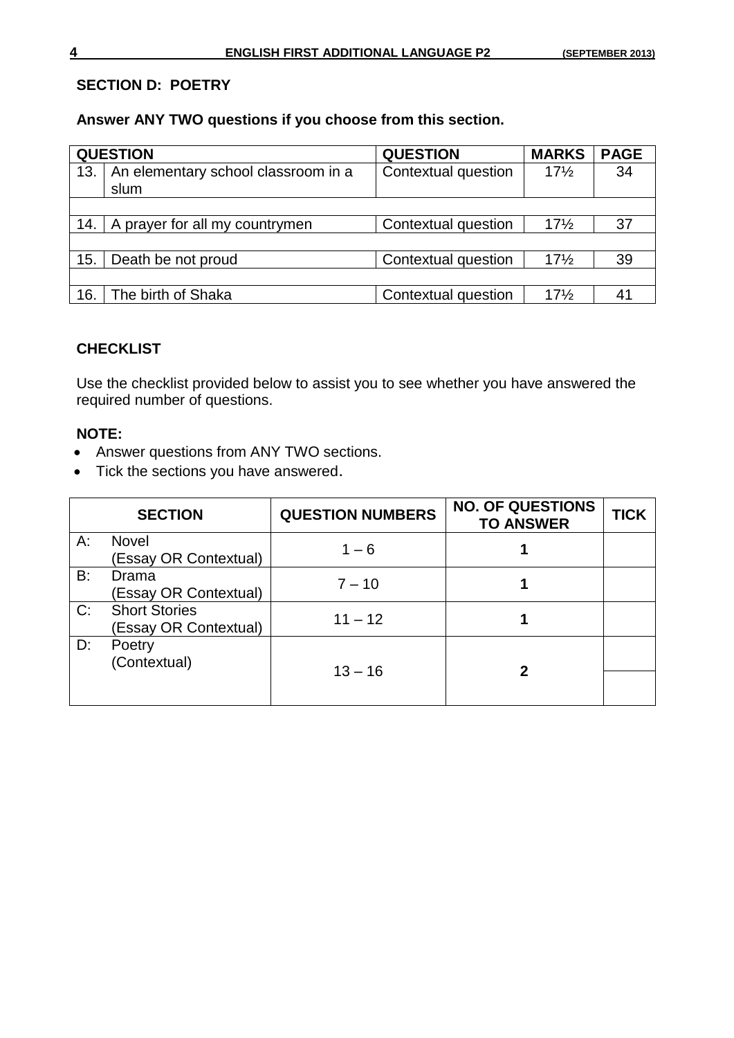**SECTION D: POETRY**

**Answer ANY TWO questions if you choose from this section.**

| QUESTION | | QUESTION | MARKS | PAGE |
|---|---|---|---|---|
| 13. | An elementary school classroom in a slum | Contextual question | 17½ | 34 |
| 14. | A prayer for all my countrymen | Contextual question | 17½ | 37 |
| 15. | Death be not proud | Contextual question | 17½ | 39 |
| 16. | The birth of Shaka | Contextual question | 17½ | 41 |

**CHECKLIST**

Use the checklist provided below to assist you to see whether you have answered the required number of questions.

**NOTE:**

- Answer questions from ANY TWO sections.
- Tick the sections you have answered.

| SECTION | | QUESTION NUMBERS | NO. OF QUESTIONS TO ANSWER | TICK |
|---|---|---|---|---|
| A: | Novel (Essay OR Contextual) | 1 – 6 | **1** | |
| B: | Drama (Essay OR Contextual) | 7 – 10 | **1** | |
| C: | Short Stories (Essay OR Contextual) | 11 – 12 | **1** | |
| D: | Poetry (Contextual) | 13 – 16 | **2** | |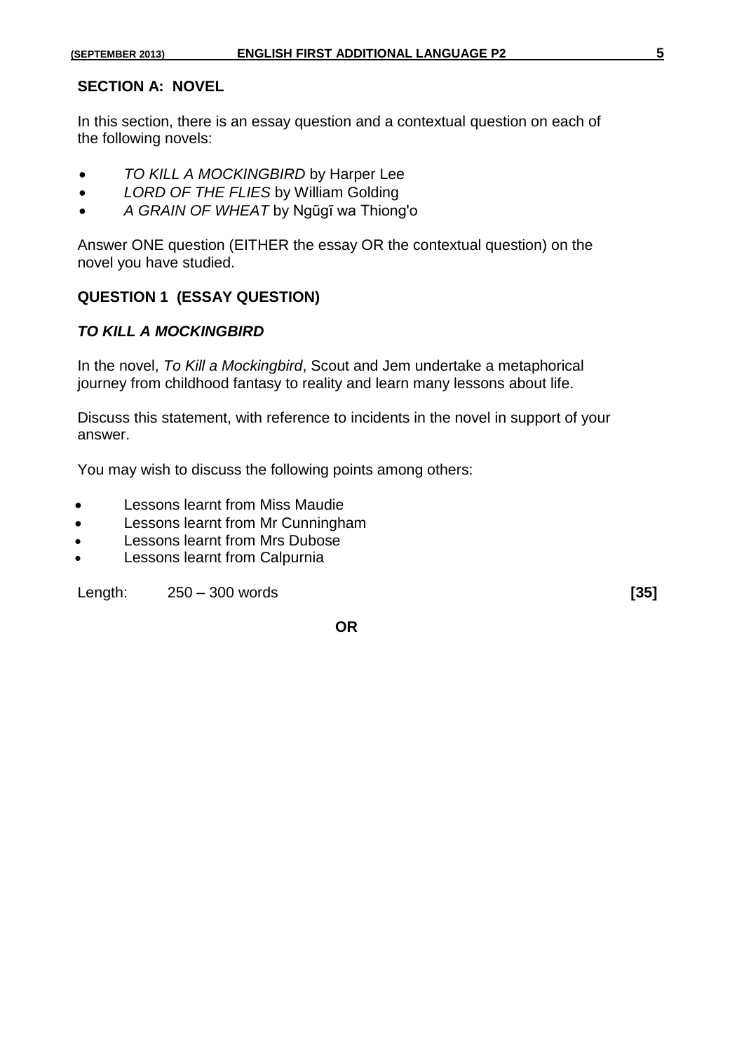## SECTION A: NOVEL

In this section, there is an essay question and a contextual question on each of the following novels:

- *TO KILL A MOCKINGBIRD* by Harper Lee
- *LORD OF THE FLIES* by William Golding
- *A GRAIN OF WHEAT* by Ngũgĩ wa Thiong'o

Answer ONE question (EITHER the essay OR the contextual question) on the novel you have studied.

### QUESTION 1 (ESSAY QUESTION)

#### *TO KILL A MOCKINGBIRD*

In the novel, *To Kill a Mockingbird*, Scout and Jem undertake a metaphorical journey from childhood fantasy to reality and learn many lessons about life.

Discuss this statement, with reference to incidents in the novel in support of your answer.

You may wish to discuss the following points among others:

- Lessons learnt from Miss Maudie
- Lessons learnt from Mr Cunningham
- Lessons learnt from Mrs Dubose
- Lessons learnt from Calpurnia

Length: 250 – 300 words **[35]**

**OR**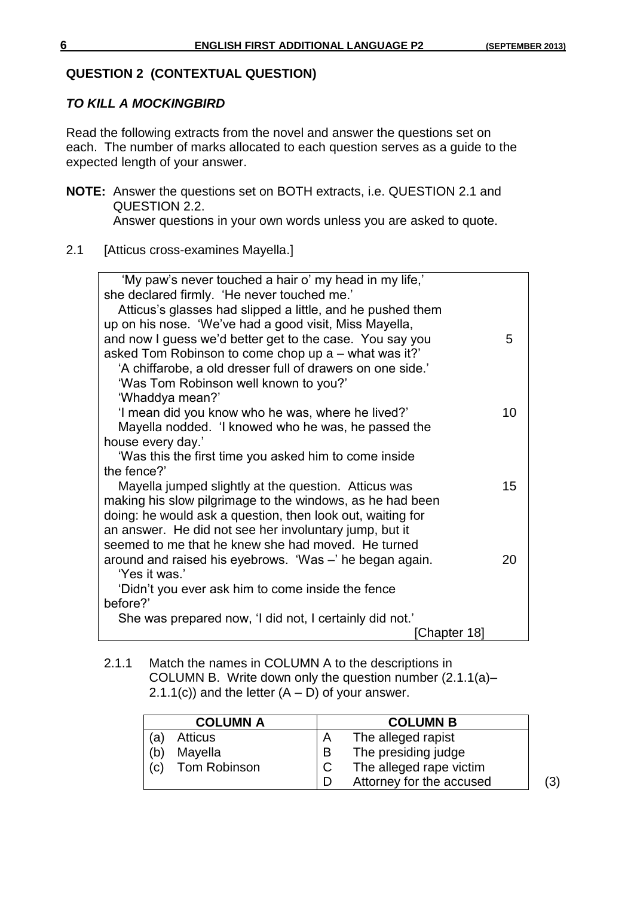## QUESTION 2 (CONTEXTUAL QUESTION)

### *TO KILL A MOCKINGBIRD*

Read the following extracts from the novel and answer the questions set on each. The number of marks allocated to each question serves as a guide to the expected length of your answer.

**NOTE:** Answer the questions set on BOTH extracts, i.e. QUESTION 2.1 and QUESTION 2.2.
Answer questions in your own words unless you are asked to quote.

2.1 [Atticus cross-examines Mayella.]

> 'My paw's never touched a hair o' my head in my life,' she declared firmly. 'He never touched me.'
> Atticus's glasses had slipped a little, and he pushed them up on his nose. 'We've had a good visit, Miss Mayella, and now I guess we'd better get to the case. You say you asked Tom Robinson to come chop up a – what was it?' (5)
> 'A chiffarobe, a old dresser full of drawers on one side.'
> 'Was Tom Robinson well known to you?'
> 'Whaddya mean?'
> 'I mean did you know who he was, where he lived?' (10)
> Mayella nodded. 'I knowed who he was, he passed the house every day.'
> 'Was this the first time you asked him to come inside the fence?'
> Mayella jumped slightly at the question. Atticus was (15) making his slow pilgrimage to the windows, as he had been doing: he would ask a question, then look out, waiting for an answer. He did not see her involuntary jump, but it seemed to me that he knew she had moved. He turned around and raised his eyebrows. 'Was –' he began again. (20)
> 'Yes it was.'
> 'Didn't you ever ask him to come inside the fence before?'
> She was prepared now, 'I did not, I certainly did not.'
>
> [Chapter 18]

2.1.1 Match the names in COLUMN A to the descriptions in COLUMN B. Write down only the question number (2.1.1(a)–2.1.1(c)) and the letter (A – D) of your answer.

| COLUMN A | COLUMN B |
|---|---|
| (a) Atticus | A The alleged rapist |
| (b) Mayella | B The presiding judge |
| (c) Tom Robinson | C The alleged rape victim |
| | D Attorney for the accused |

(3)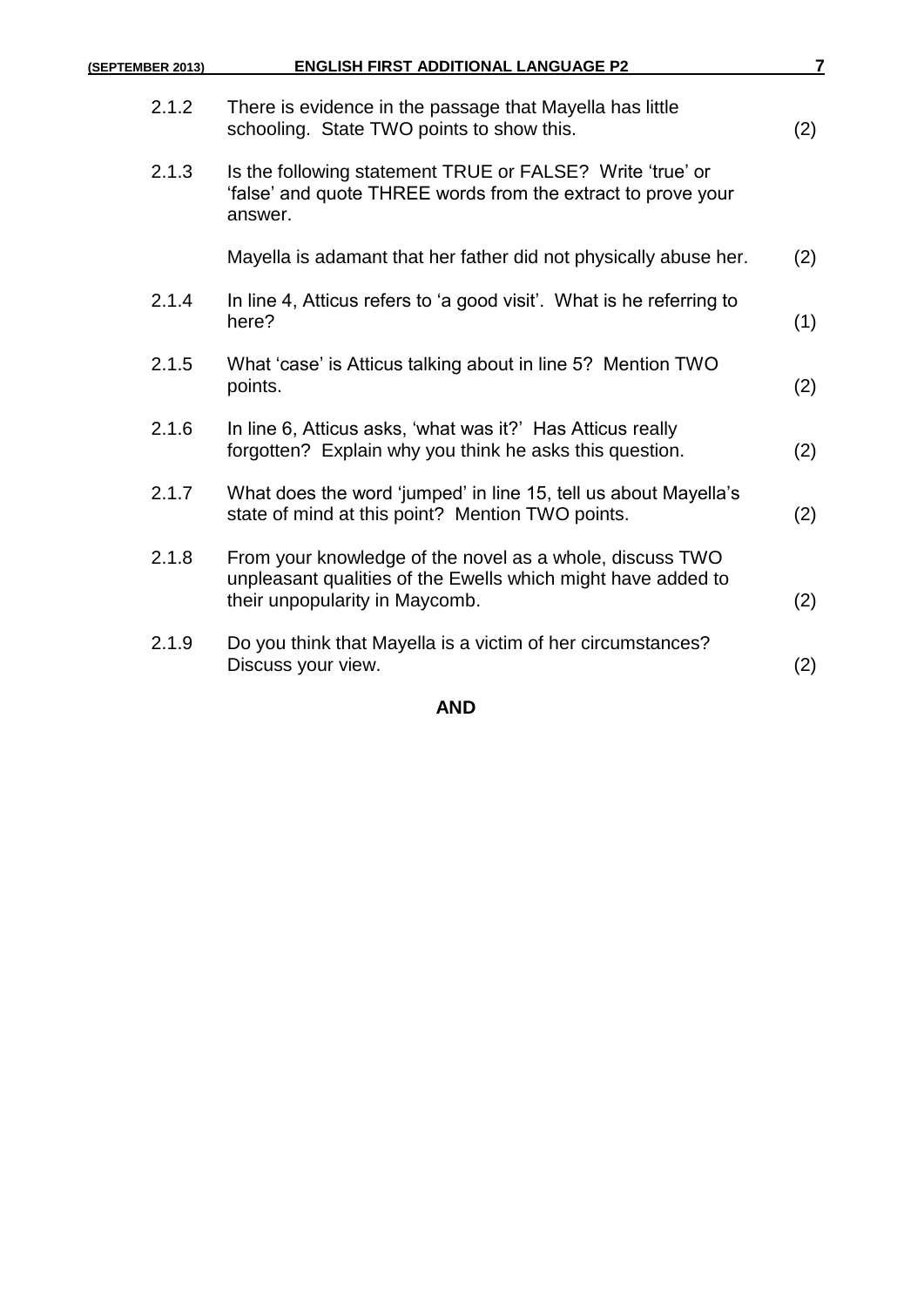2.1.2 There is evidence in the passage that Mayella has little schooling. State TWO points to show this. (2)

2.1.3 Is the following statement TRUE or FALSE? Write 'true' or 'false' and quote THREE words from the extract to prove your answer.

Mayella is adamant that her father did not physically abuse her. (2)

2.1.4 In line 4, Atticus refers to 'a good visit'. What is he referring to here? (1)

2.1.5 What 'case' is Atticus talking about in line 5? Mention TWO points. (2)

2.1.6 In line 6, Atticus asks, 'what was it?' Has Atticus really forgotten? Explain why you think he asks this question. (2)

2.1.7 What does the word 'jumped' in line 15, tell us about Mayella's state of mind at this point? Mention TWO points. (2)

2.1.8 From your knowledge of the novel as a whole, discuss TWO unpleasant qualities of the Ewells which might have added to their unpopularity in Maycomb. (2)

2.1.9 Do you think that Mayella is a victim of her circumstances? Discuss your view. (2)

**AND**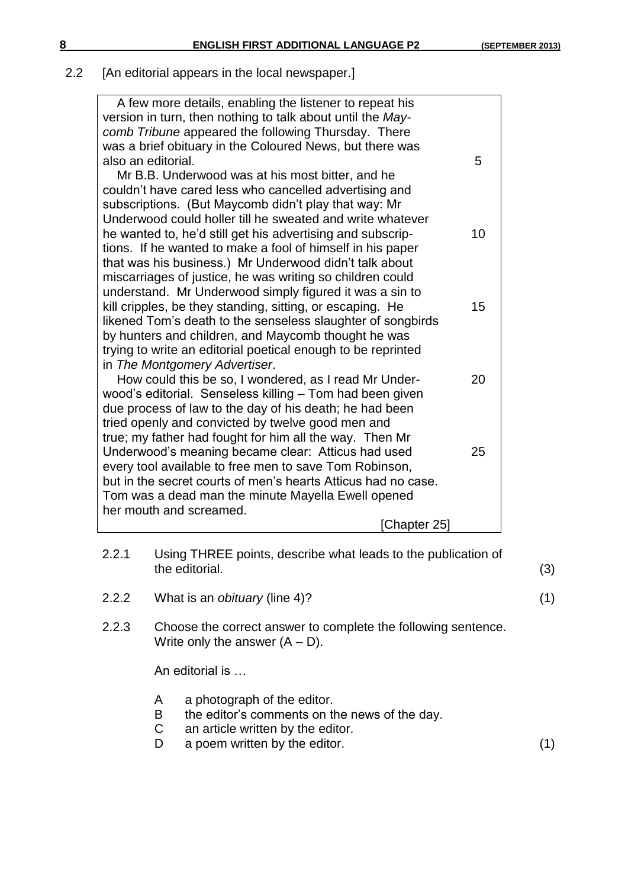2.2 [An editorial appears in the local newspaper.]

> A few more details, enabling the listener to repeat his version in turn, then nothing to talk about until the *Maycomb Tribune* appeared the following Thursday. There was a brief obituary in the Coloured News, but there was also an editorial. (5)
>
> Mr B.B. Underwood was at his most bitter, and he couldn't have cared less who cancelled advertising and subscriptions. (But Maycomb didn't play that way: Mr Underwood could holler till he sweated and write whatever he wanted to, he'd still get his advertising and subscriptions. (10) If he wanted to make a fool of himself in his paper that was his business.) Mr Underwood didn't talk about miscarriages of justice, he was writing so children could understand. Mr Underwood simply figured it was a sin to kill cripples, be they standing, sitting, or escaping. (15) He likened Tom's death to the senseless slaughter of songbirds by hunters and children, and Maycomb thought he was trying to write an editorial poetical enough to be reprinted in *The Montgomery Advertiser*.
>
> How could this be so, I wondered, as I read Mr Underwood's editorial. (20) Senseless killing – Tom had been given due process of law to the day of his death; he had been tried openly and convicted by twelve good men and true; my father had fought for him all the way. Then Mr Underwood's meaning became clear: (25) Atticus had used every tool available to free men to save Tom Robinson, but in the secret courts of men's hearts Atticus had no case. Tom was a dead man the minute Mayella Ewell opened her mouth and screamed.
>
> [Chapter 25]

2.2.1 Using THREE points, describe what leads to the publication of the editorial. (3)

2.2.2 What is an *obituary* (line 4)? (1)

2.2.3 Choose the correct answer to complete the following sentence. Write only the answer (A – D).

An editorial is …

- A a photograph of the editor.
- B the editor's comments on the news of the day.
- C an article written by the editor.
- D a poem written by the editor. (1)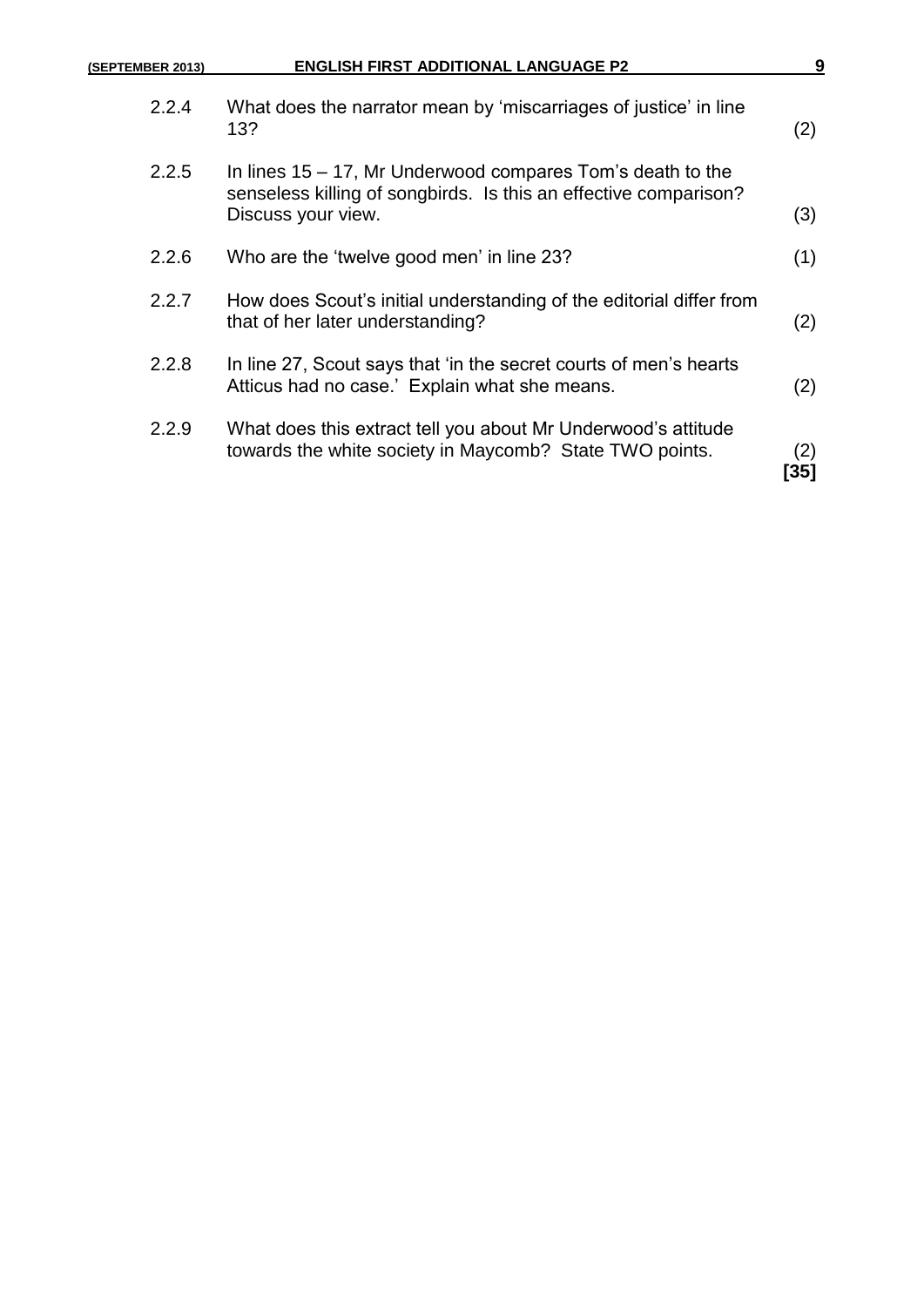2.2.4 What does the narrator mean by 'miscarriages of justice' in line 13? (2)

2.2.5 In lines 15 – 17, Mr Underwood compares Tom's death to the senseless killing of songbirds. Is this an effective comparison? Discuss your view. (3)

2.2.6 Who are the 'twelve good men' in line 23? (1)

2.2.7 How does Scout's initial understanding of the editorial differ from that of her later understanding? (2)

2.2.8 In line 27, Scout says that 'in the secret courts of men's hearts Atticus had no case.' Explain what she means. (2)

2.2.9 What does this extract tell you about Mr Underwood's attitude towards the white society in Maycomb? State TWO points. (2)

**[35]**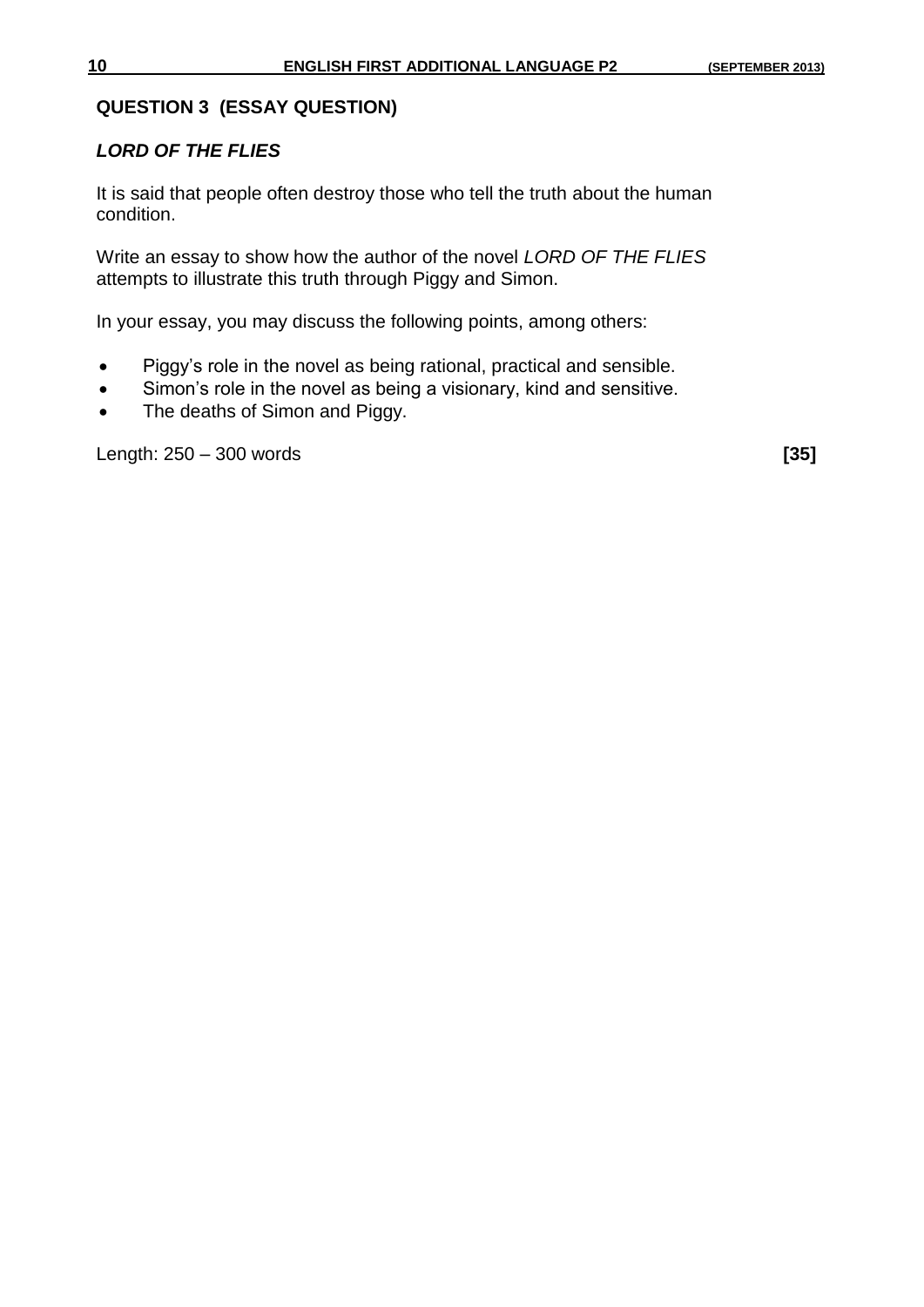## QUESTION 3 (ESSAY QUESTION)

### *LORD OF THE FLIES*

It is said that people often destroy those who tell the truth about the human condition.

Write an essay to show how the author of the novel *LORD OF THE FLIES* attempts to illustrate this truth through Piggy and Simon.

In your essay, you may discuss the following points, among others:

- Piggy's role in the novel as being rational, practical and sensible.
- Simon's role in the novel as being a visionary, kind and sensitive.
- The deaths of Simon and Piggy.

Length: 250 – 300 words **[35]**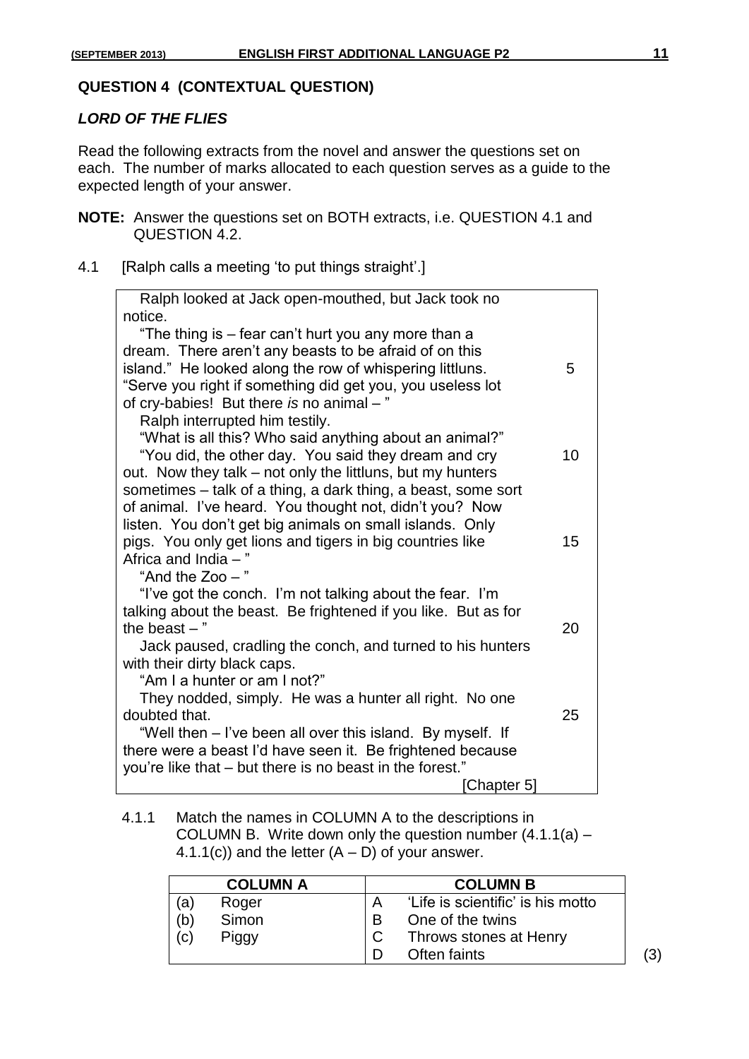## QUESTION 4 (CONTEXTUAL QUESTION)

### *LORD OF THE FLIES*

Read the following extracts from the novel and answer the questions set on each. The number of marks allocated to each question serves as a guide to the expected length of your answer.

**NOTE:** Answer the questions set on BOTH extracts, i.e. QUESTION 4.1 and QUESTION 4.2.

4.1 [Ralph calls a meeting 'to put things straight'.]

> Ralph looked at Jack open-mouthed, but Jack took no notice.
>
> "The thing is – fear can't hurt you any more than a dream. There aren't any beasts to be afraid of on this island." He looked along the row of whispering littluns. (5)
> "Serve you right if something did get you, you useless lot of cry-babies! But there *is* no animal – "
>
> Ralph interrupted him testily.
>
> "What is all this? Who said anything about an animal?"
>
> "You did, the other day. You said they dream and cry (10) out. Now they talk – not only the littluns, but my hunters sometimes – talk of a thing, a dark thing, a beast, some sort of animal. I've heard. You thought not, didn't you? Now listen. You don't get big animals on small islands. Only pigs. You only get lions and tigers in big countries like (15) Africa and India – "
>
> "And the Zoo – "
>
> "I've got the conch. I'm not talking about the fear. I'm talking about the beast. Be frightened if you like. But as for the beast – " (20)
>
> Jack paused, cradling the conch, and turned to his hunters with their dirty black caps.
>
> "Am I a hunter or am I not?"
>
> They nodded, simply. He was a hunter all right. No one doubted that. (25)
>
> "Well then – I've been all over this island. By myself. If there were a beast I'd have seen it. Be frightened because you're like that – but there is no beast in the forest."
>
> [Chapter 5]

4.1.1 Match the names in COLUMN A to the descriptions in COLUMN B. Write down only the question number (4.1.1(a) – 4.1.1(c)) and the letter (A – D) of your answer.

| COLUMN A | | COLUMN B | |
|---|---|---|---|
| (a) | Roger | A | 'Life is scientific' is his motto |
| (b) | Simon | B | One of the twins |
| (c) | Piggy | C | Throws stones at Henry |
| | | D | Often faints |

(3)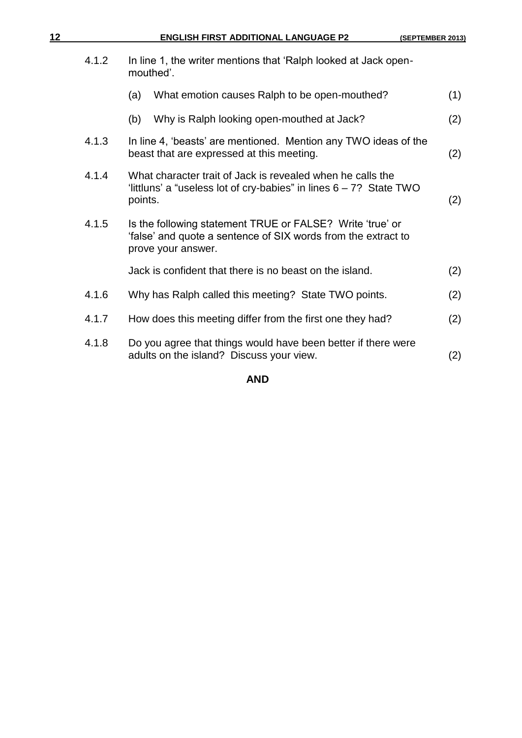| | | | |
|---|---|---|---|
| 4.1.2 | In line 1, the writer mentions that 'Ralph looked at Jack open-mouthed'. | | |
| | (a) | What emotion causes Ralph to be open-mouthed? | (1) |
| | (b) | Why is Ralph looking open-mouthed at Jack? | (2) |
| 4.1.3 | In line 4, 'beasts' are mentioned. Mention any TWO ideas of the beast that are expressed at this meeting. | | (2) |
| 4.1.4 | What character trait of Jack is revealed when he calls the 'littluns' a "useless lot of cry-babies" in lines 6 – 7? State TWO points. | | (2) |
| 4.1.5 | Is the following statement TRUE or FALSE? Write 'true' or 'false' and quote a sentence of SIX words from the extract to prove your answer. | | |
| | Jack is confident that there is no beast on the island. | | (2) |
| 4.1.6 | Why has Ralph called this meeting? State TWO points. | | (2) |
| 4.1.7 | How does this meeting differ from the first one they had? | | (2) |
| 4.1.8 | Do you agree that things would have been better if there were adults on the island? Discuss your view. | | (2) |

**AND**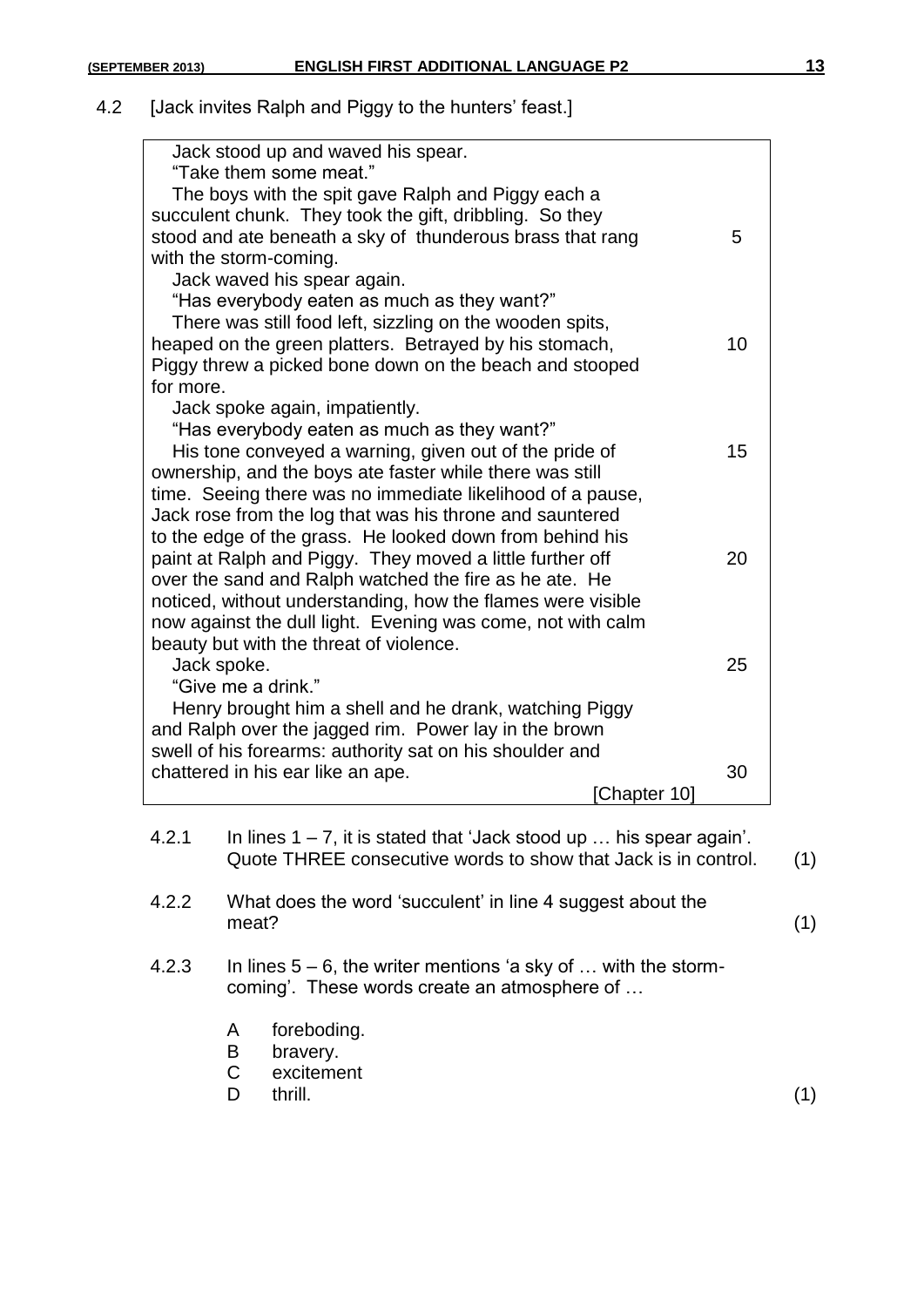4.2 [Jack invites Ralph and Piggy to the hunters' feast.]

| | |
|---|---|
| Jack stood up and waved his spear. | |
| "Take them some meat." | |
| The boys with the spit gave Ralph and Piggy each a | |
| succulent chunk. They took the gift, dribbling. So they | |
| stood and ate beneath a sky of thunderous brass that rang | 5 |
| with the storm-coming. | |
| Jack waved his spear again. | |
| "Has everybody eaten as much as they want?" | |
| There was still food left, sizzling on the wooden spits, | |
| heaped on the green platters. Betrayed by his stomach, | 10 |
| Piggy threw a picked bone down on the beach and stooped | |
| for more. | |
| Jack spoke again, impatiently. | |
| "Has everybody eaten as much as they want?" | |
| His tone conveyed a warning, given out of the pride of | 15 |
| ownership, and the boys ate faster while there was still | |
| time. Seeing there was no immediate likelihood of a pause, | |
| Jack rose from the log that was his throne and sauntered | |
| to the edge of the grass. He looked down from behind his | |
| paint at Ralph and Piggy. They moved a little further off | 20 |
| over the sand and Ralph watched the fire as he ate. He | |
| noticed, without understanding, how the flames were visible | |
| now against the dull light. Evening was come, not with calm | |
| beauty but with the threat of violence. | |
| Jack spoke. | 25 |
| "Give me a drink." | |
| Henry brought him a shell and he drank, watching Piggy | |
| and Ralph over the jagged rim. Power lay in the brown | |
| swell of his forearms: authority sat on his shoulder and | |
| chattered in his ear like an ape. | 30 |
| [Chapter 10] | |

4.2.1 In lines 1 – 7, it is stated that 'Jack stood up … his spear again'. Quote THREE consecutive words to show that Jack is in control. (1)

4.2.2 What does the word 'succulent' in line 4 suggest about the meat? (1)

4.2.3 In lines 5 – 6, the writer mentions 'a sky of … with the storm-coming'. These words create an atmosphere of …

A foreboding.
B bravery.
C excitement
D thrill. (1)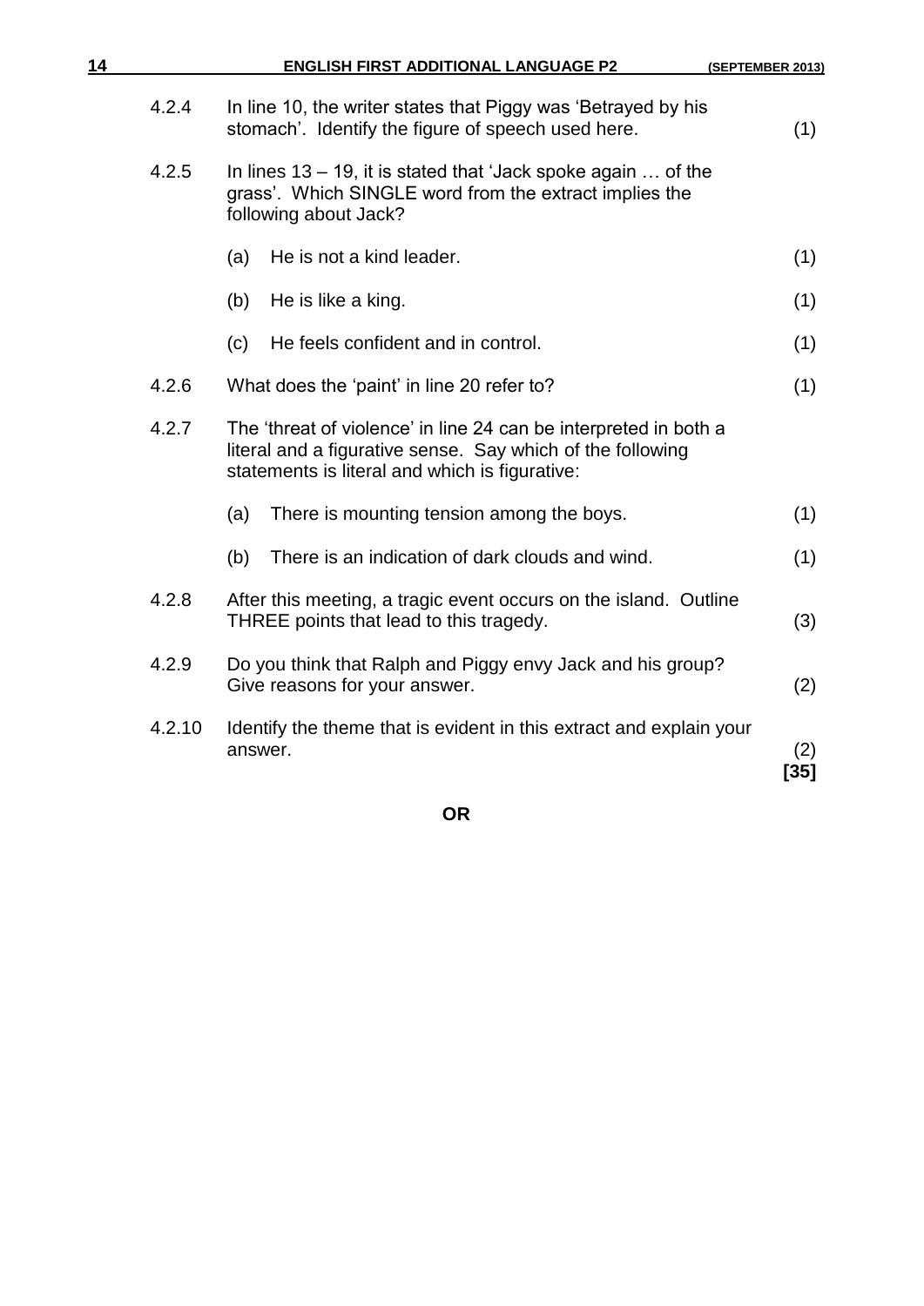| | | |
|---|---|---|
| 4.2.4 | In line 10, the writer states that Piggy was 'Betrayed by his stomach'. Identify the figure of speech used here. | (1) |
| 4.2.5 | In lines 13 – 19, it is stated that 'Jack spoke again … of the grass'. Which SINGLE word from the extract implies the following about Jack? | |
| | (a) He is not a kind leader. | (1) |
| | (b) He is like a king. | (1) |
| | (c) He feels confident and in control. | (1) |
| 4.2.6 | What does the 'paint' in line 20 refer to? | (1) |
| 4.2.7 | The 'threat of violence' in line 24 can be interpreted in both a literal and a figurative sense. Say which of the following statements is literal and which is figurative: | |
| | (a) There is mounting tension among the boys. | (1) |
| | (b) There is an indication of dark clouds and wind. | (1) |
| 4.2.8 | After this meeting, a tragic event occurs on the island. Outline THREE points that lead to this tragedy. | (3) |
| 4.2.9 | Do you think that Ralph and Piggy envy Jack and his group? Give reasons for your answer. | (2) |
| 4.2.10 | Identify the theme that is evident in this extract and explain your answer. | (2) **[35]** |

**OR**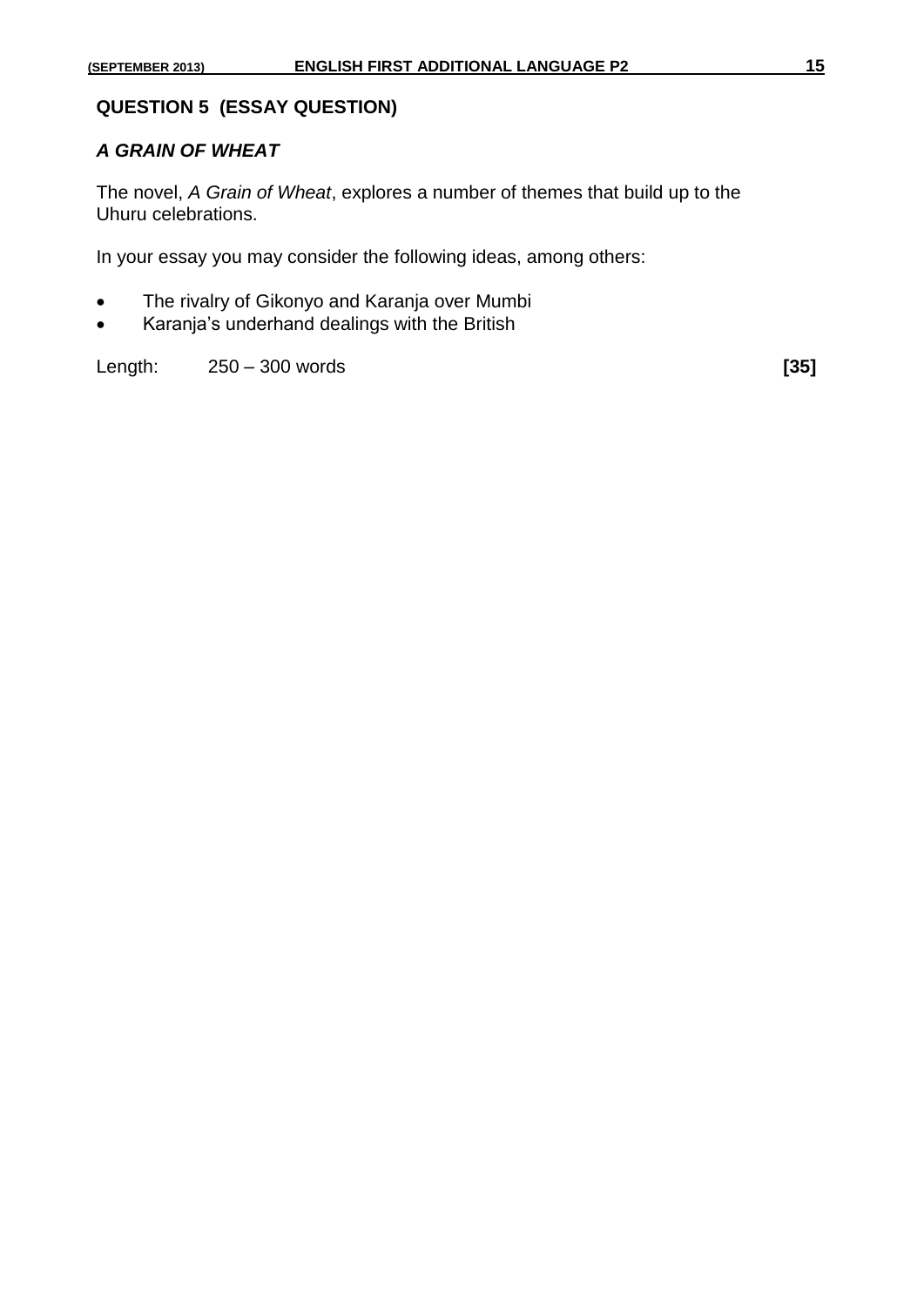**QUESTION 5 (ESSAY QUESTION)**

***A GRAIN OF WHEAT***

The novel, *A Grain of Wheat*, explores a number of themes that build up to the Uhuru celebrations.

In your essay you may consider the following ideas, among others:

- The rivalry of Gikonyo and Karanja over Mumbi
- Karanja's underhand dealings with the British

Length: 250 – 300 words **[35]**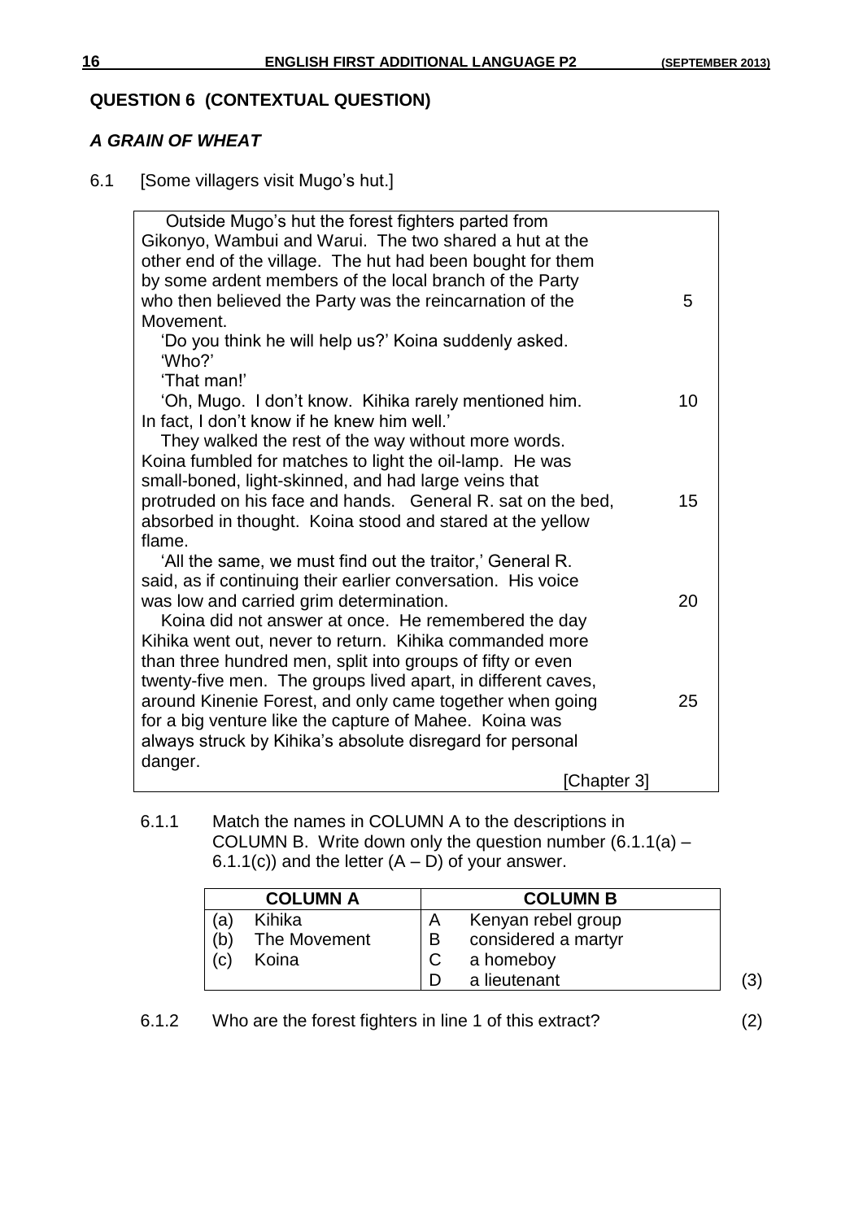## QUESTION 6 (CONTEXTUAL QUESTION)

### *A GRAIN OF WHEAT*

6.1 [Some villagers visit Mugo's hut.]

> Outside Mugo's hut the forest fighters parted from Gikonyo, Wambui and Warui. The two shared a hut at the other end of the village. The hut had been bought for them by some ardent members of the local branch of the Party who then believed the Party was the reincarnation of the Movement. (5)
>
> 'Do you think he will help us?' Koina suddenly asked.
>
> 'Who?'
>
> 'That man!'
>
> 'Oh, Mugo. I don't know. Kihika rarely mentioned him. (10) In fact, I don't know if he knew him well.'
>
> They walked the rest of the way without more words. Koina fumbled for matches to light the oil-lamp. He was small-boned, light-skinned, and had large veins that protruded on his face and hands. General R. sat on the bed, (15) absorbed in thought. Koina stood and stared at the yellow flame.
>
> 'All the same, we must find out the traitor,' General R. said, as if continuing their earlier conversation. His voice was low and carried grim determination. (20)
>
> Koina did not answer at once. He remembered the day Kihika went out, never to return. Kihika commanded more than three hundred men, split into groups of fifty or even twenty-five men. The groups lived apart, in different caves, around Kinenie Forest, and only came together when going (25) for a big venture like the capture of Mahee. Koina was always struck by Kihika's absolute disregard for personal danger.
>
> [Chapter 3]

6.1.1 Match the names in COLUMN A to the descriptions in COLUMN B. Write down only the question number (6.1.1(a) – 6.1.1(c)) and the letter (A – D) of your answer.

| COLUMN A | COLUMN B |
|---|---|
| (a) Kihika | A Kenyan rebel group |
| (b) The Movement | B considered a martyr |
| (c) Koina | C a homeboy |
| | D a lieutenant |

(3)

6.1.2 Who are the forest fighters in line 1 of this extract? (2)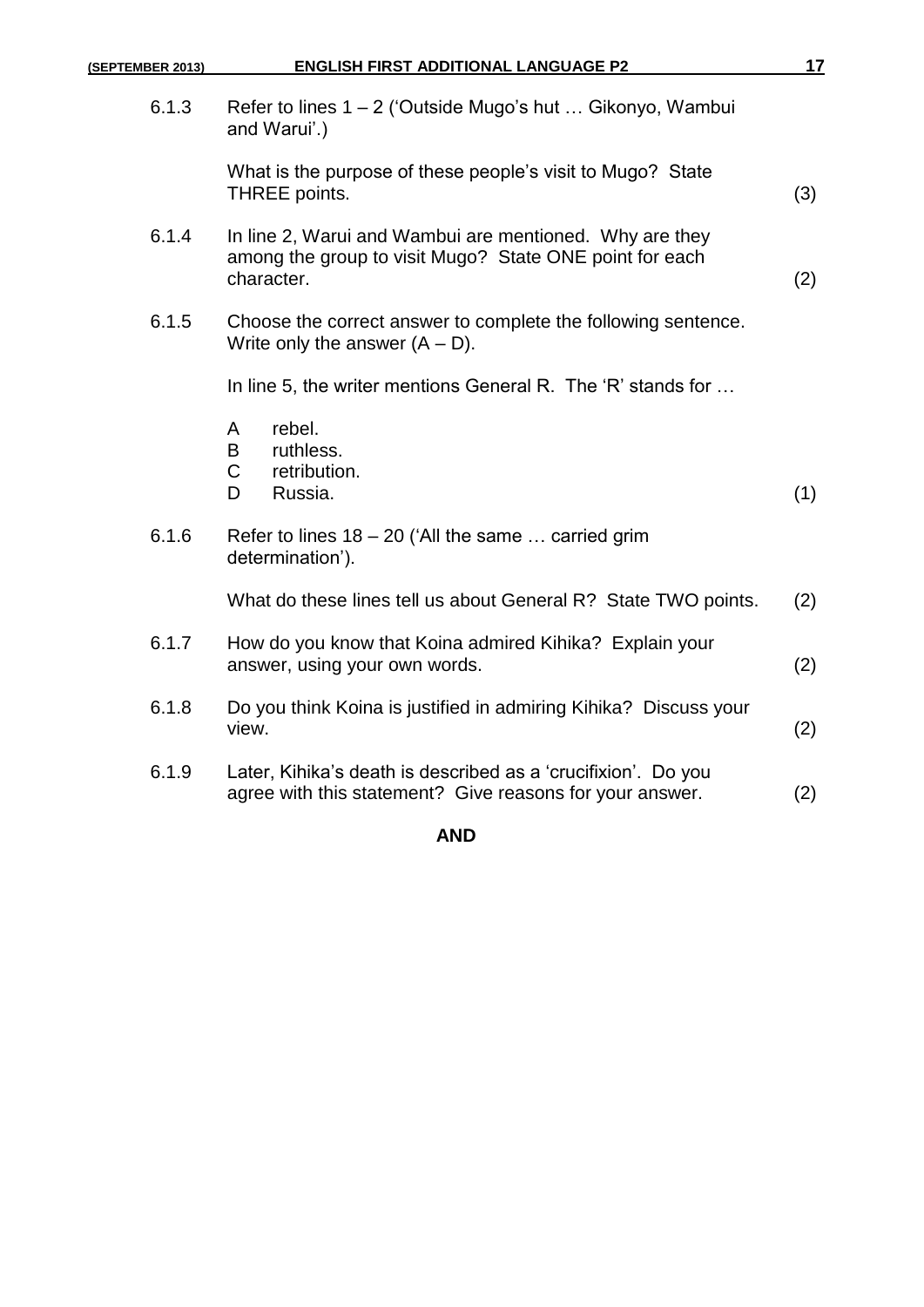6.1.3 Refer to lines 1 – 2 ('Outside Mugo's hut … Gikonyo, Wambui and Warui'.)

What is the purpose of these people's visit to Mugo? State THREE points. (3)

6.1.4 In line 2, Warui and Wambui are mentioned. Why are they among the group to visit Mugo? State ONE point for each character. (2)

6.1.5 Choose the correct answer to complete the following sentence. Write only the answer (A – D).

In line 5, the writer mentions General R. The 'R' stands for …

- A rebel.
- B ruthless.
- C retribution.
- D Russia.

(1)

6.1.6 Refer to lines 18 – 20 ('All the same … carried grim determination').

What do these lines tell us about General R? State TWO points. (2)

6.1.7 How do you know that Koina admired Kihika? Explain your answer, using your own words. (2)

6.1.8 Do you think Koina is justified in admiring Kihika? Discuss your view. (2)

6.1.9 Later, Kihika's death is described as a 'crucifixion'. Do you agree with this statement? Give reasons for your answer. (2)

**AND**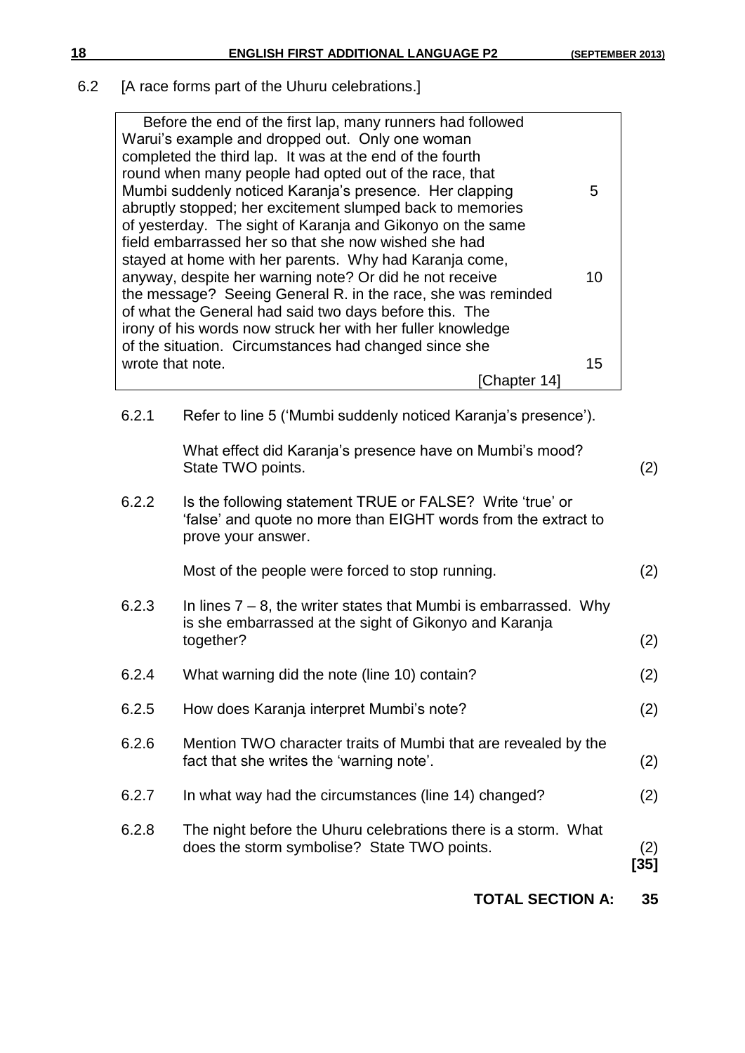6.2 [A race forms part of the Uhuru celebrations.]

> Before the end of the first lap, many runners had followed Warui's example and dropped out. Only one woman completed the third lap. It was at the end of the fourth round when many people had opted out of the race, that Mumbi suddenly noticed Karanja's presence. Her clapping (5) abruptly stopped; her excitement slumped back to memories of yesterday. The sight of Karanja and Gikonyo on the same field embarrassed her so that she now wished she had stayed at home with her parents. Why had Karanja come, anyway, despite her warning note? Or did he not receive (10) the message? Seeing General R. in the race, she was reminded of what the General had said two days before this. The irony of his words now struck her with her fuller knowledge of the situation. Circumstances had changed since she wrote that note. (15)
>
> [Chapter 14]

6.2.1 Refer to line 5 ('Mumbi suddenly noticed Karanja's presence').

What effect did Karanja's presence have on Mumbi's mood? State TWO points. (2)

6.2.2 Is the following statement TRUE or FALSE? Write 'true' or 'false' and quote no more than EIGHT words from the extract to prove your answer.

Most of the people were forced to stop running. (2)

6.2.3 In lines 7 – 8, the writer states that Mumbi is embarrassed. Why is she embarrassed at the sight of Gikonyo and Karanja together? (2)

6.2.4 What warning did the note (line 10) contain? (2)

6.2.5 How does Karanja interpret Mumbi's note? (2)

6.2.6 Mention TWO character traits of Mumbi that are revealed by the fact that she writes the 'warning note'. (2)

6.2.7 In what way had the circumstances (line 14) changed? (2)

6.2.8 The night before the Uhuru celebrations there is a storm. What does the storm symbolise? State TWO points. (2)

**[35]**

**TOTAL SECTION A: 35**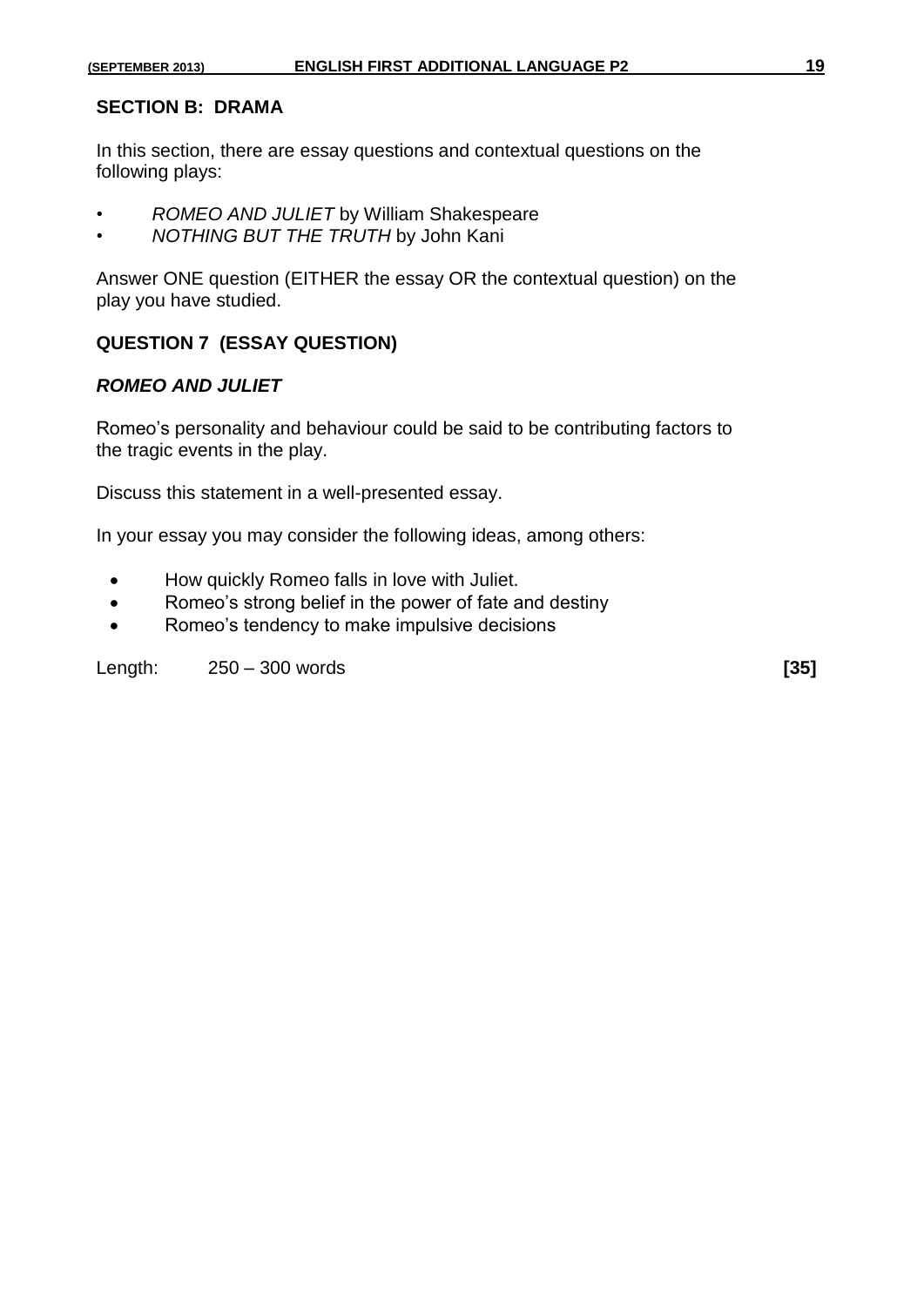## SECTION B: DRAMA

In this section, there are essay questions and contextual questions on the following plays:

- *ROMEO AND JULIET* by William Shakespeare
- *NOTHING BUT THE TRUTH* by John Kani

Answer ONE question (EITHER the essay OR the contextual question) on the play you have studied.

### QUESTION 7 (ESSAY QUESTION)

#### *ROMEO AND JULIET*

Romeo's personality and behaviour could be said to be contributing factors to the tragic events in the play.

Discuss this statement in a well-presented essay.

In your essay you may consider the following ideas, among others:

- How quickly Romeo falls in love with Juliet.
- Romeo's strong belief in the power of fate and destiny
- Romeo's tendency to make impulsive decisions

Length: 250 – 300 words **[35]**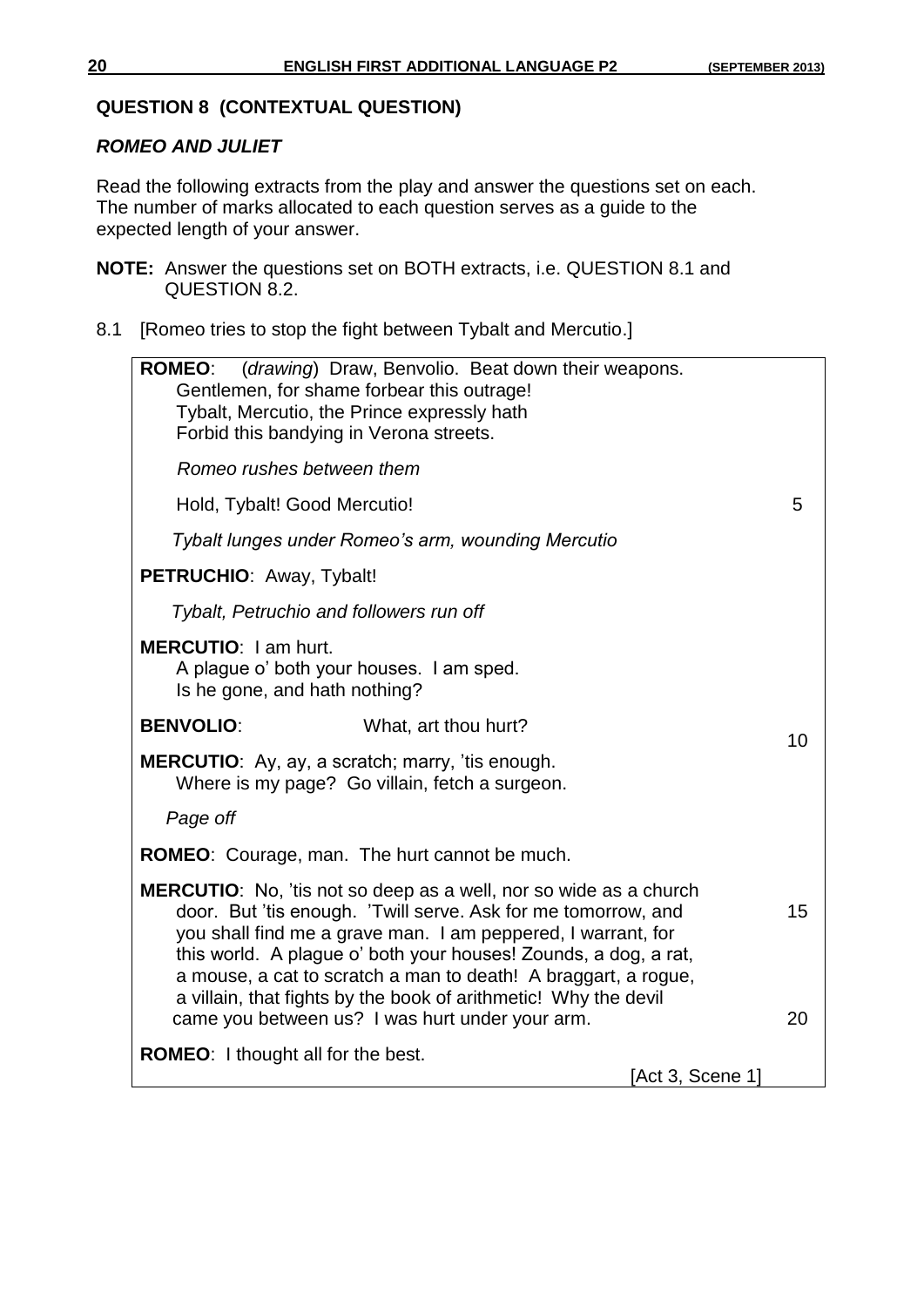## QUESTION 8 (CONTEXTUAL QUESTION)

### *ROMEO AND JULIET*

Read the following extracts from the play and answer the questions set on each. The number of marks allocated to each question serves as a guide to the expected length of your answer.

**NOTE:** Answer the questions set on BOTH extracts, i.e. QUESTION 8.1 and QUESTION 8.2.

8.1 [Romeo tries to stop the fight between Tybalt and Mercutio.]

> **ROMEO**: (*drawing*) Draw, Benvolio. Beat down their weapons.
> Gentlemen, for shame forbear this outrage!
> Tybalt, Mercutio, the Prince expressly hath
> Forbid this bandying in Verona streets.
>
> *Romeo rushes between them*
>
> Hold, Tybalt! Good Mercutio! 5
>
> *Tybalt lunges under Romeo's arm, wounding Mercutio*
>
> **PETRUCHIO**: Away, Tybalt!
>
> *Tybalt, Petruchio and followers run off*
>
> **MERCUTIO**: I am hurt.
> A plague o' both your houses. I am sped.
> Is he gone, and hath nothing?
>
> **BENVOLIO**: What, art thou hurt? 10
>
> **MERCUTIO**: Ay, ay, a scratch; marry, 'tis enough.
> Where is my page? Go villain, fetch a surgeon.
>
> *Page off*
>
> **ROMEO**: Courage, man. The hurt cannot be much.
>
> **MERCUTIO**: No, 'tis not so deep as a well, nor so wide as a church
> door. But 'tis enough. 'Twill serve. Ask for me tomorrow, and 15
> you shall find me a grave man. I am peppered, I warrant, for
> this world. A plague o' both your houses! Zounds, a dog, a rat,
> a mouse, a cat to scratch a man to death! A braggart, a rogue,
> a villain, that fights by the book of arithmetic! Why the devil
> came you between us? I was hurt under your arm. 20
>
> **ROMEO**: I thought all for the best.
>
> [Act 3, Scene 1]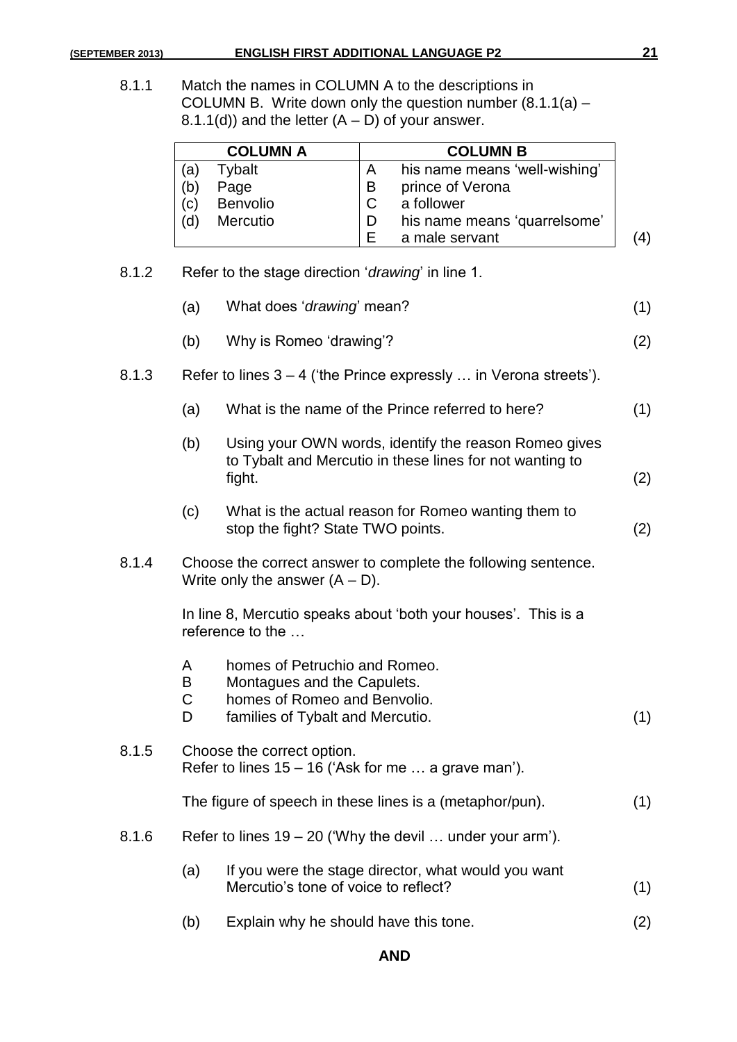8.1.1 Match the names in COLUMN A to the descriptions in COLUMN B. Write down only the question number (8.1.1(a) – 8.1.1(d)) and the letter (A – D) of your answer.

| COLUMN A | | COLUMN B | |
|---|---|---|---|
| (a) | Tybalt | A | his name means 'well-wishing' |
| (b) | Page | B | prince of Verona |
| (c) | Benvolio | C | a follower |
| (d) | Mercutio | D | his name means 'quarrelsome' |
| | | E | a male servant |

(4)

8.1.2 Refer to the stage direction '*drawing*' in line 1.

(a) What does '*drawing*' mean? (1)

(b) Why is Romeo 'drawing'? (2)

8.1.3 Refer to lines 3 – 4 ('the Prince expressly … in Verona streets').

(a) What is the name of the Prince referred to here? (1)

(b) Using your OWN words, identify the reason Romeo gives to Tybalt and Mercutio in these lines for not wanting to fight. (2)

(c) What is the actual reason for Romeo wanting them to stop the fight? State TWO points. (2)

8.1.4 Choose the correct answer to complete the following sentence. Write only the answer (A – D).

In line 8, Mercutio speaks about 'both your houses'. This is a reference to the …

A homes of Petruchio and Romeo.
B Montagues and the Capulets.
C homes of Romeo and Benvolio.
D families of Tybalt and Mercutio. (1)

8.1.5 Choose the correct option.
Refer to lines 15 – 16 ('Ask for me … a grave man').

The figure of speech in these lines is a (metaphor/pun). (1)

8.1.6 Refer to lines 19 – 20 ('Why the devil … under your arm').

(a) If you were the stage director, what would you want Mercutio's tone of voice to reflect? (1)

(b) Explain why he should have this tone. (2)

**AND**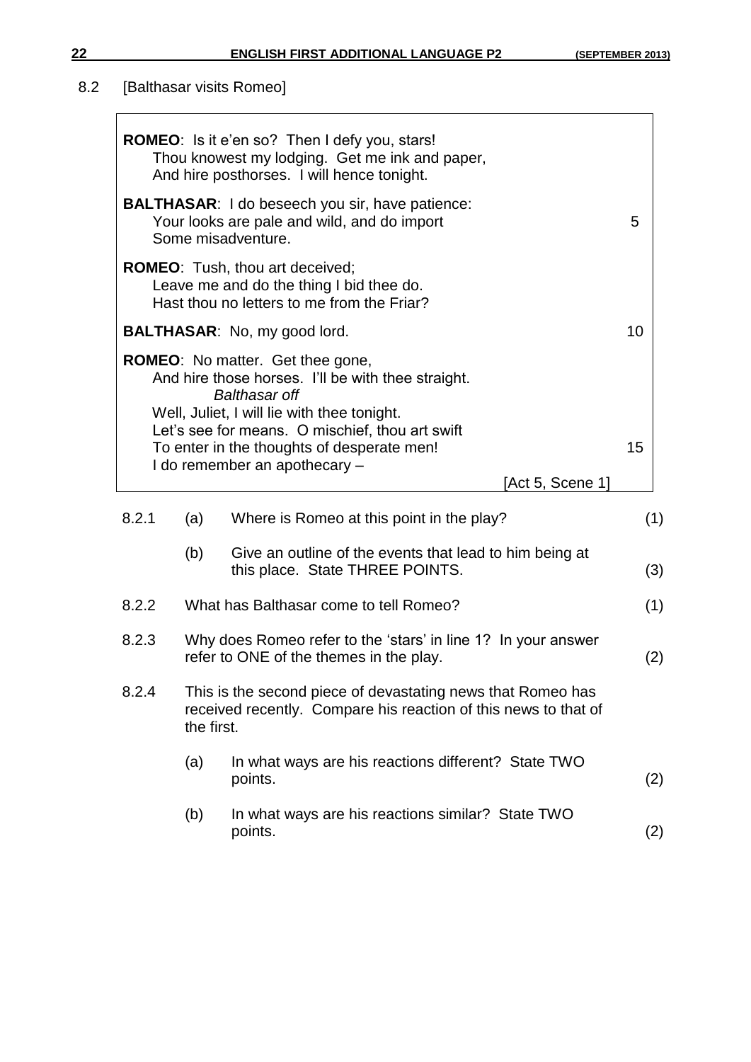8.2 [Balthasar visits Romeo]

> **ROMEO**: Is it e'en so? Then I defy you, stars!
> Thou knowest my lodging. Get me ink and paper,
> And hire posthorses. I will hence tonight.
>
> **BALTHASAR**: I do beseech you sir, have patience:
> Your looks are pale and wild, and do import 5
> Some misadventure.
>
> **ROMEO**: Tush, thou art deceived;
> Leave me and do the thing I bid thee do.
> Hast thou no letters to me from the Friar?
>
> **BALTHASAR**: No, my good lord. 10
>
> **ROMEO**: No matter. Get thee gone,
> And hire those horses. I'll be with thee straight.
> *Balthasar off*
> Well, Juliet, I will lie with thee tonight.
> Let's see for means. O mischief, thou art swift
> To enter in the thoughts of desperate men! 15
> I do remember an apothecary –
>
> [Act 5, Scene 1]

| | | | |
|---|---|---|---|
| 8.2.1 | (a) | Where is Romeo at this point in the play? | (1) |
| | (b) | Give an outline of the events that lead to him being at this place. State THREE POINTS. | (3) |
| 8.2.2 | | What has Balthasar come to tell Romeo? | (1) |
| 8.2.3 | | Why does Romeo refer to the 'stars' in line 1? In your answer refer to ONE of the themes in the play. | (2) |
| 8.2.4 | | This is the second piece of devastating news that Romeo has received recently. Compare his reaction of this news to that of the first. | |
| | (a) | In what ways are his reactions different? State TWO points. | (2) |
| | (b) | In what ways are his reactions similar? State TWO points. | (2) |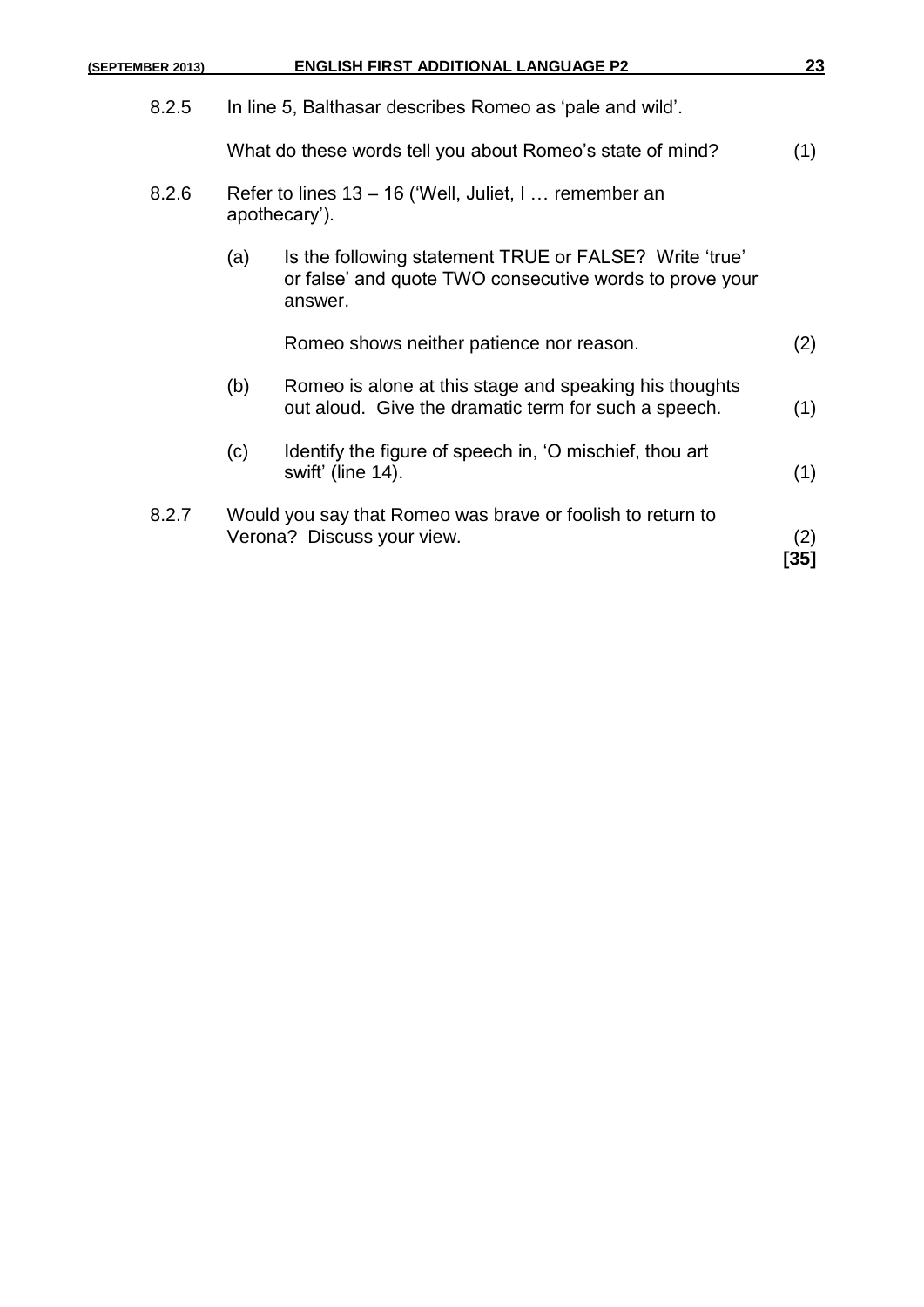8.2.5 In line 5, Balthasar describes Romeo as 'pale and wild'.

What do these words tell you about Romeo's state of mind? (1)

8.2.6 Refer to lines 13 – 16 ('Well, Juliet, I … remember an apothecary').

(a) Is the following statement TRUE or FALSE? Write 'true' or false' and quote TWO consecutive words to prove your answer.

Romeo shows neither patience nor reason. (2)

(b) Romeo is alone at this stage and speaking his thoughts out aloud. Give the dramatic term for such a speech. (1)

(c) Identify the figure of speech in, 'O mischief, thou art swift' (line 14). (1)

8.2.7 Would you say that Romeo was brave or foolish to return to Verona? Discuss your view. (2)

**[35]**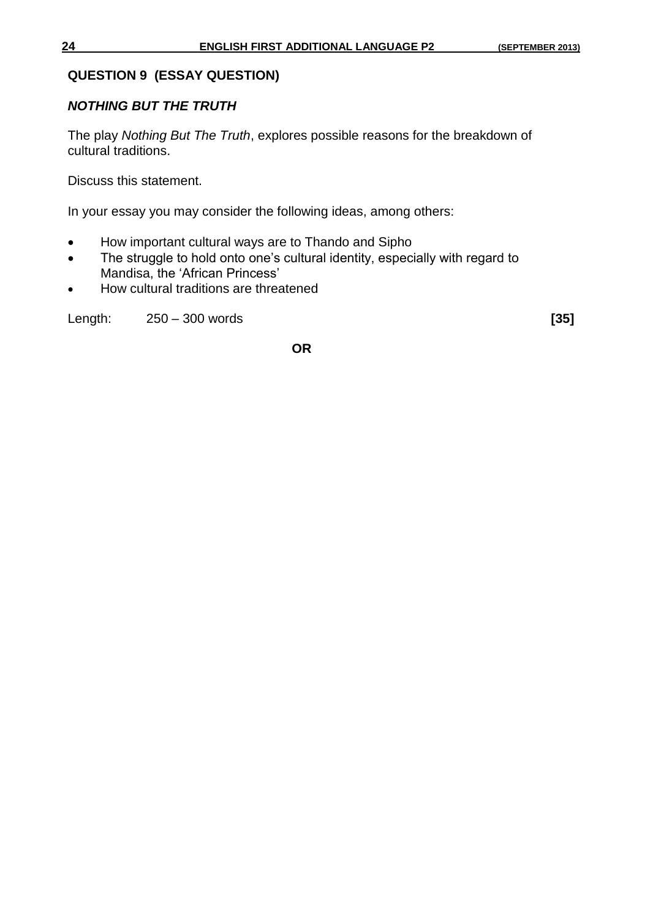## QUESTION 9 (ESSAY QUESTION)

### *NOTHING BUT THE TRUTH*

The play *Nothing But The Truth*, explores possible reasons for the breakdown of cultural traditions.

Discuss this statement.

In your essay you may consider the following ideas, among others:

- How important cultural ways are to Thando and Sipho
- The struggle to hold onto one's cultural identity, especially with regard to Mandisa, the 'African Princess'
- How cultural traditions are threatened

Length: 250 – 300 words **[35]**

**OR**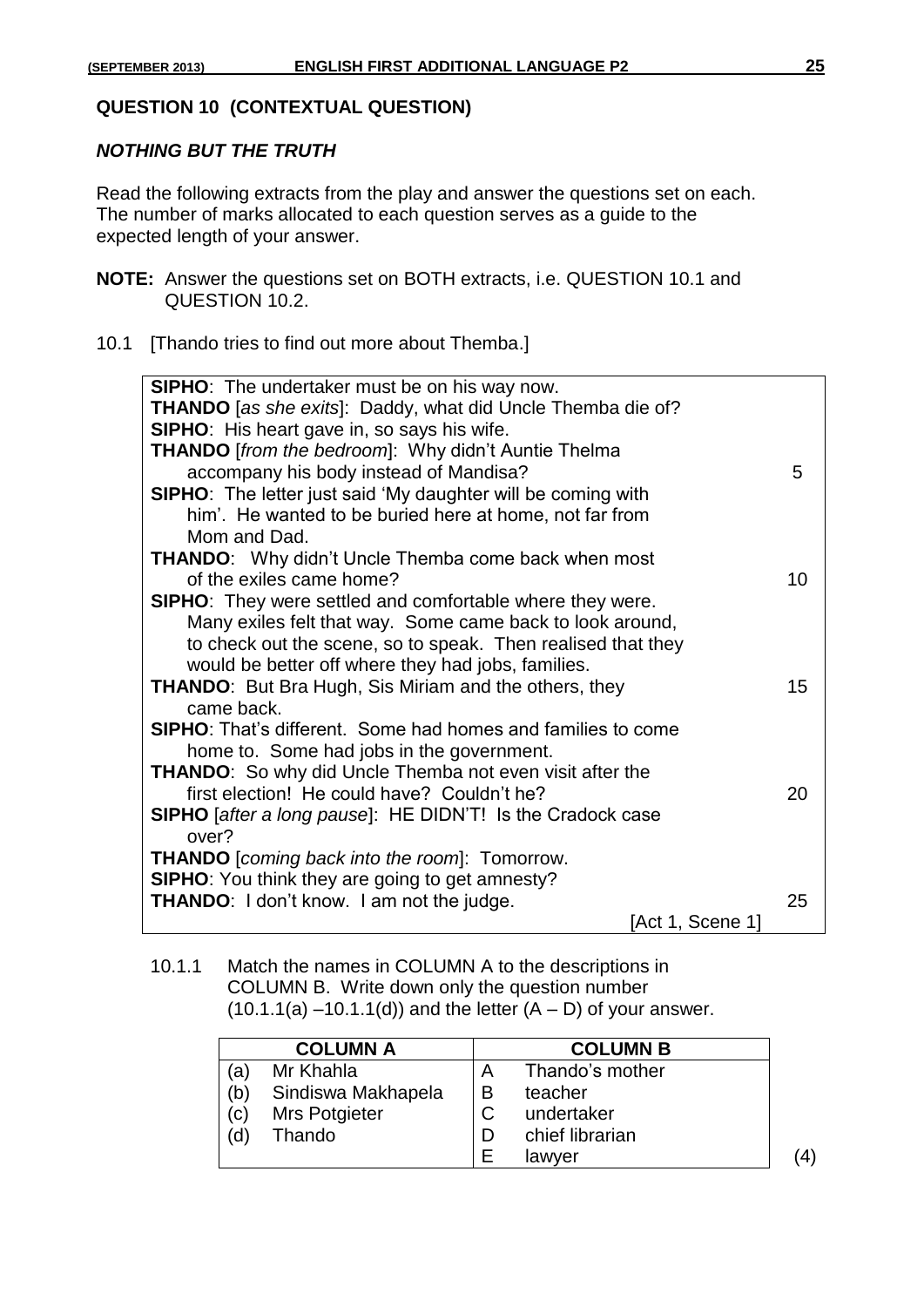## QUESTION 10 (CONTEXTUAL QUESTION)

### *NOTHING BUT THE TRUTH*

Read the following extracts from the play and answer the questions set on each. The number of marks allocated to each question serves as a guide to the expected length of your answer.

**NOTE:** Answer the questions set on BOTH extracts, i.e. QUESTION 10.1 and QUESTION 10.2.

10.1 [Thando tries to find out more about Themba.]

| | |
|---|---|
| **SIPHO**: The undertaker must be on his way now. | |
| **THANDO** [*as she exits*]: Daddy, what did Uncle Themba die of? | |
| **SIPHO**: His heart gave in, so says his wife. | |
| **THANDO** [*from the bedroom*]: Why didn't Auntie Thelma accompany his body instead of Mandisa? | 5 |
| **SIPHO**: The letter just said 'My daughter will be coming with him'. He wanted to be buried here at home, not far from Mom and Dad. | |
| **THANDO**: Why didn't Uncle Themba come back when most of the exiles came home? | 10 |
| **SIPHO**: They were settled and comfortable where they were. Many exiles felt that way. Some came back to look around, to check out the scene, so to speak. Then realised that they would be better off where they had jobs, families. | |
| **THANDO**: But Bra Hugh, Sis Miriam and the others, they came back. | 15 |
| **SIPHO**: That's different. Some had homes and families to come home to. Some had jobs in the government. | |
| **THANDO**: So why did Uncle Themba not even visit after the first election! He could have? Couldn't he? | 20 |
| **SIPHO** [*after a long pause*]: HE DIDN'T! Is the Cradock case over? | |
| **THANDO** [*coming back into the room*]: Tomorrow. | |
| **SIPHO**: You think they are going to get amnesty? | |
| **THANDO**: I don't know. I am not the judge. | 25 |
| [Act 1, Scene 1] | |

10.1.1 Match the names in COLUMN A to the descriptions in COLUMN B. Write down only the question number (10.1.1(a) –10.1.1(d)) and the letter (A – D) of your answer.

| COLUMN A | | COLUMN B | |
|---|---|---|---|
| (a) | Mr Khahla | A | Thando's mother |
| (b) | Sindiswa Makhapela | B | teacher |
| (c) | Mrs Potgieter | C | undertaker |
| (d) | Thando | D | chief librarian |
| | | E | lawyer |

(4)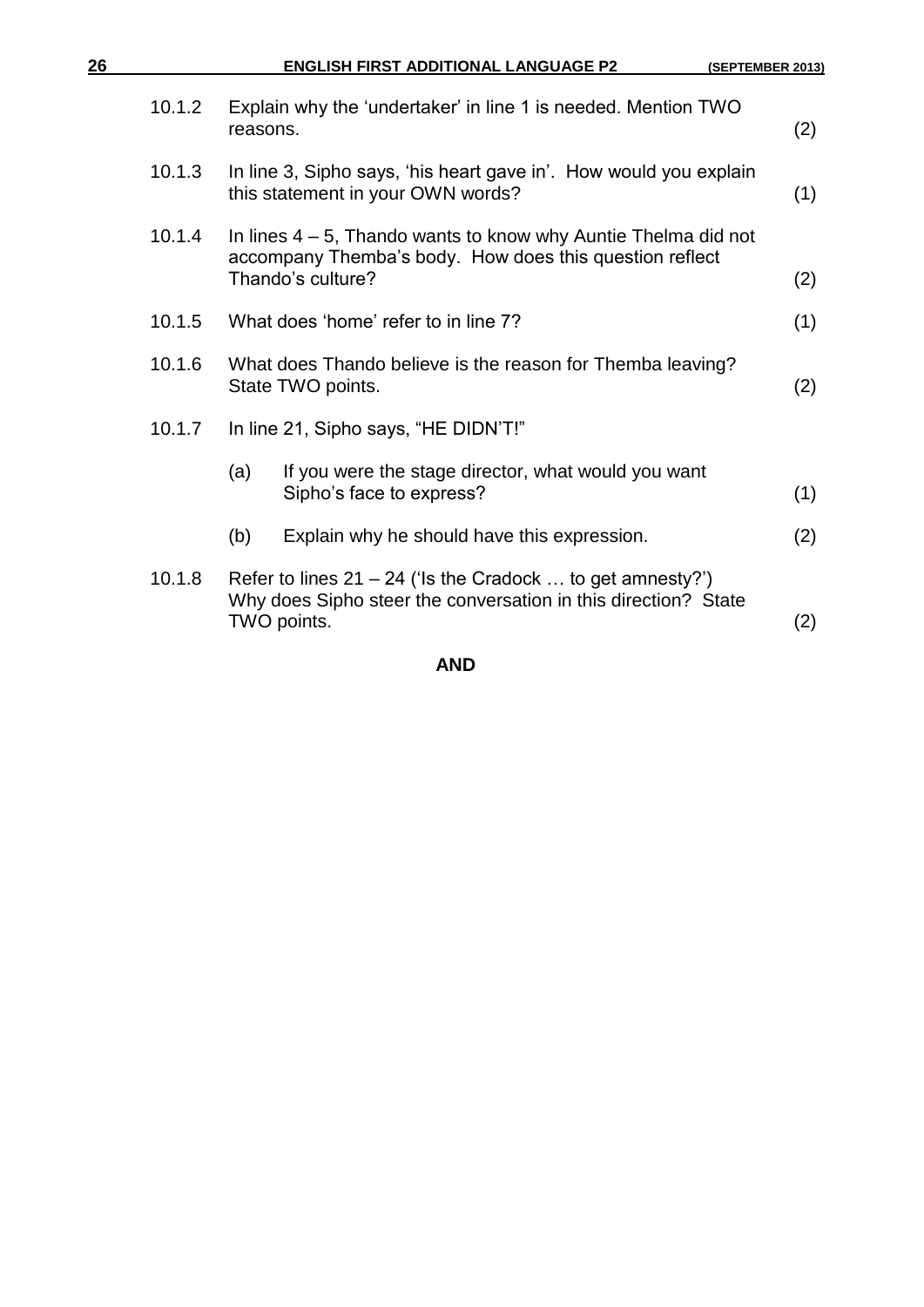10.1.2 Explain why the 'undertaker' in line 1 is needed. Mention TWO reasons. (2)

10.1.3 In line 3, Sipho says, 'his heart gave in'. How would you explain this statement in your OWN words? (1)

10.1.4 In lines 4 – 5, Thando wants to know why Auntie Thelma did not accompany Themba's body. How does this question reflect Thando's culture? (2)

10.1.5 What does 'home' refer to in line 7? (1)

10.1.6 What does Thando believe is the reason for Themba leaving? State TWO points. (2)

10.1.7 In line 21, Sipho says, "HE DIDN'T!"

- (a) If you were the stage director, what would you want Sipho's face to express? (1)
- (b) Explain why he should have this expression. (2)

10.1.8 Refer to lines 21 – 24 ('Is the Cradock … to get amnesty?') Why does Sipho steer the conversation in this direction? State TWO points. (2)

**AND**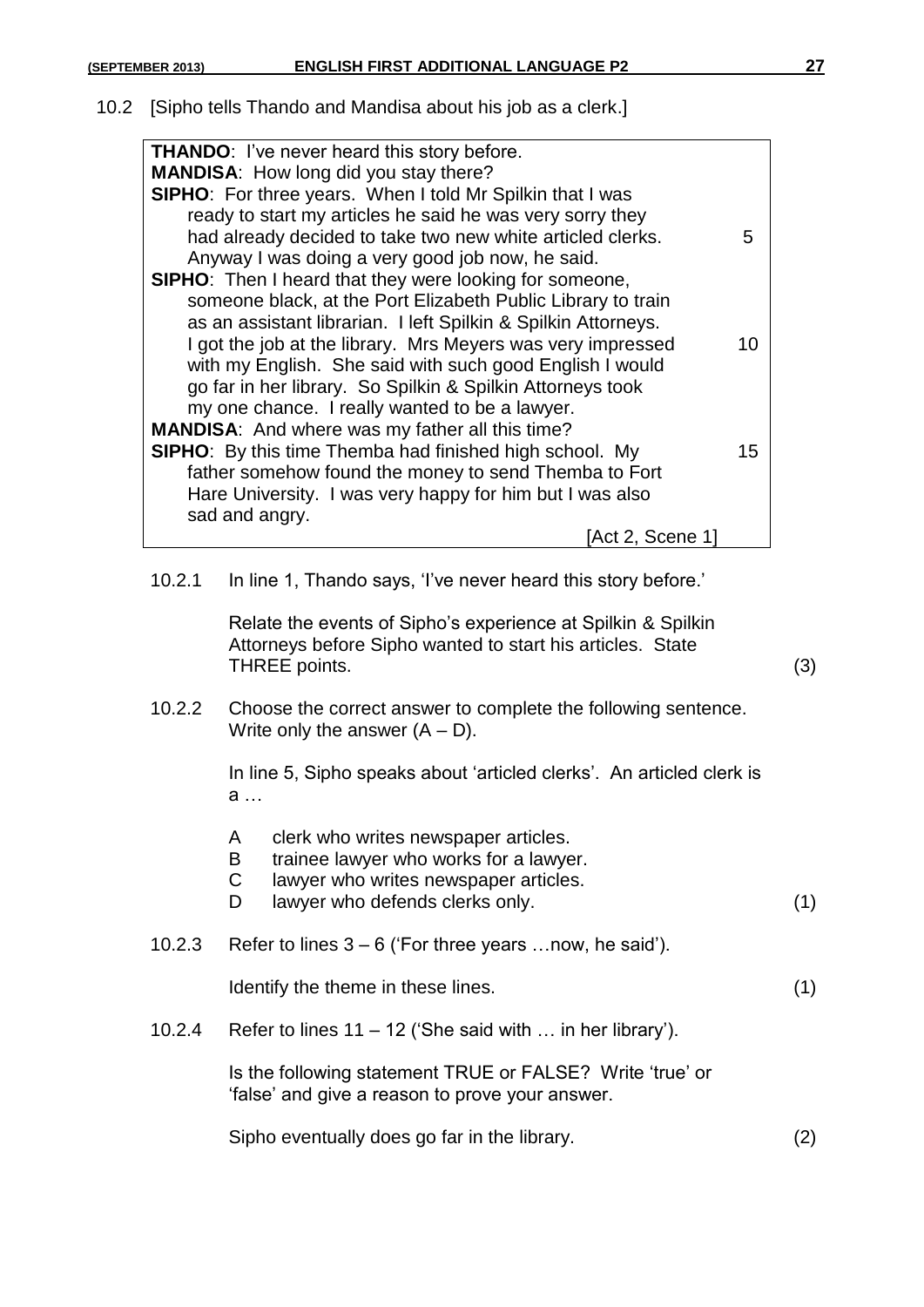10.2 [Sipho tells Thando and Mandisa about his job as a clerk.]

> **THANDO**: I've never heard this story before.
> **MANDISA**: How long did you stay there?
> **SIPHO**: For three years. When I told Mr Spilkin that I was ready to start my articles he said he was very sorry they had already decided to take two new white articled clerks. (5) Anyway I was doing a very good job now, he said.
> **SIPHO**: Then I heard that they were looking for someone, someone black, at the Port Elizabeth Public Library to train as an assistant librarian. I left Spilkin & Spilkin Attorneys. I got the job at the library. Mrs Meyers was very impressed (10) with my English. She said with such good English I would go far in her library. So Spilkin & Spilkin Attorneys took my one chance. I really wanted to be a lawyer.
> **MANDISA**: And where was my father all this time?
> **SIPHO**: By this time Themba had finished high school. My (15) father somehow found the money to send Themba to Fort Hare University. I was very happy for him but I was also sad and angry.
>
> [Act 2, Scene 1]

10.2.1 In line 1, Thando says, 'I've never heard this story before.'

Relate the events of Sipho's experience at Spilkin & Spilkin Attorneys before Sipho wanted to start his articles. State THREE points. (3)

10.2.2 Choose the correct answer to complete the following sentence. Write only the answer (A – D).

In line 5, Sipho speaks about 'articled clerks'. An articled clerk is a …

- A clerk who writes newspaper articles.
- B trainee lawyer who works for a lawyer.
- C lawyer who writes newspaper articles.
- D lawyer who defends clerks only. (1)

10.2.3 Refer to lines 3 – 6 ('For three years …now, he said').

Identify the theme in these lines. (1)

10.2.4 Refer to lines 11 – 12 ('She said with … in her library').

Is the following statement TRUE or FALSE? Write 'true' or 'false' and give a reason to prove your answer.

Sipho eventually does go far in the library. (2)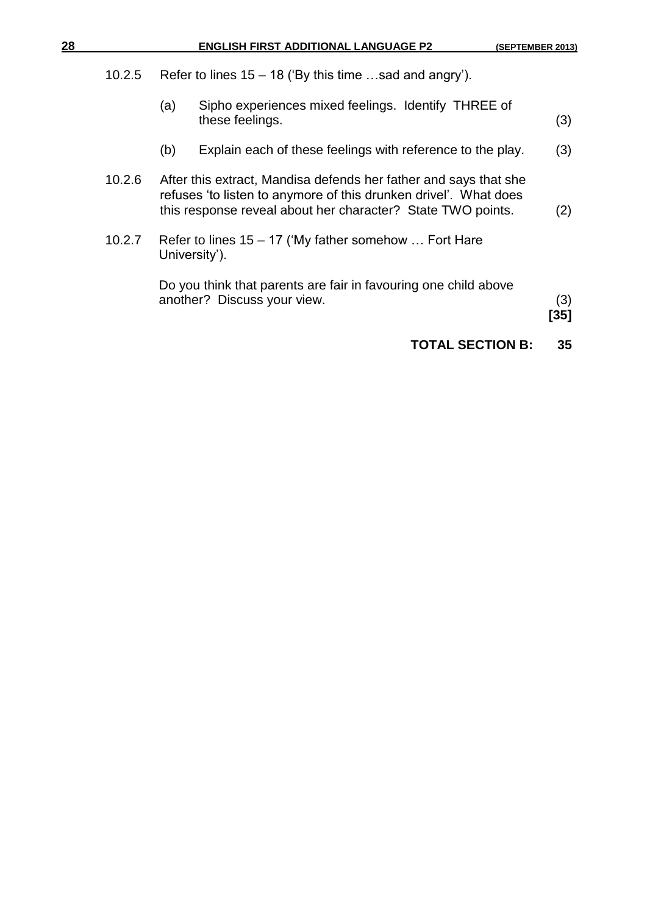10.2.5 Refer to lines 15 – 18 ('By this time …sad and angry').

(a) Sipho experiences mixed feelings. Identify THREE of these feelings. (3)

(b) Explain each of these feelings with reference to the play. (3)

10.2.6 After this extract, Mandisa defends her father and says that she refuses 'to listen to anymore of this drunken drivel'. What does this response reveal about her character? State TWO points. (2)

10.2.7 Refer to lines 15 – 17 ('My father somehow … Fort Hare University').

Do you think that parents are fair in favouring one child above another? Discuss your view. (3)

**[35]**

**TOTAL SECTION B: 35**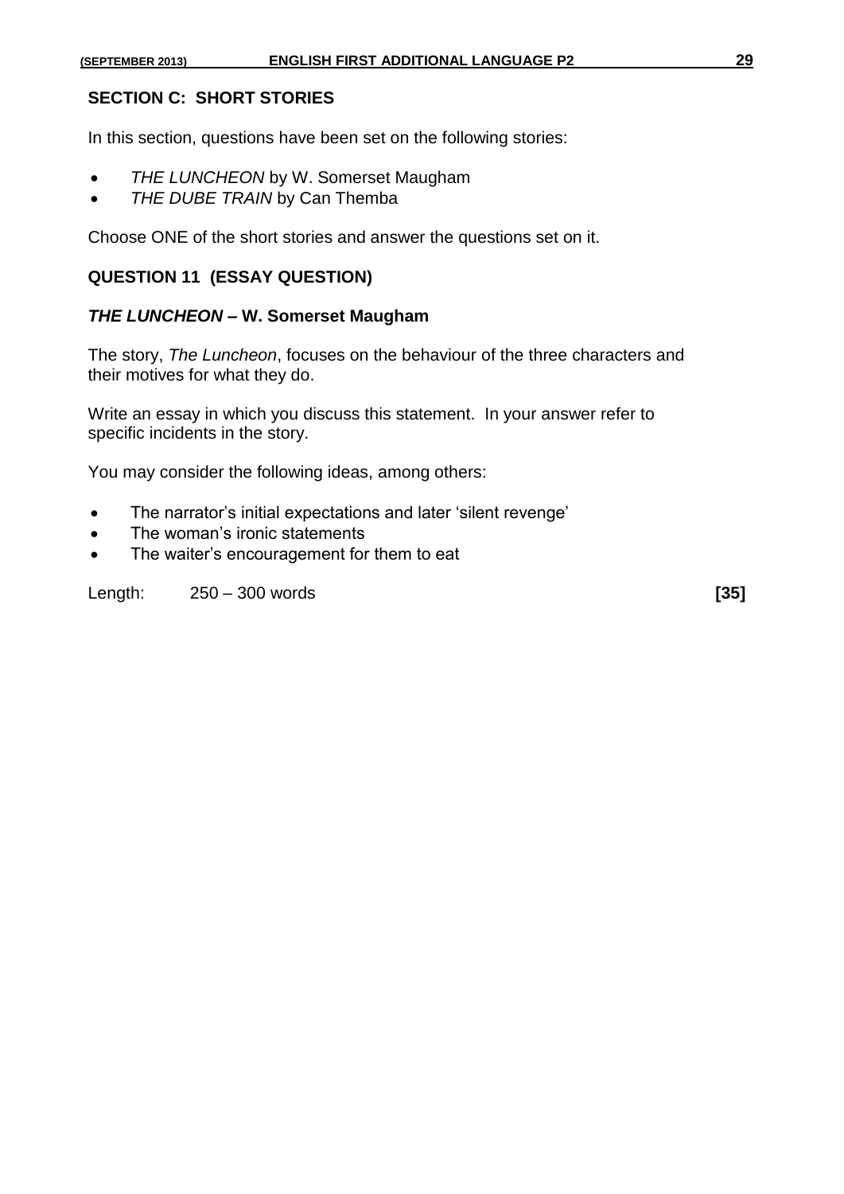## SECTION C: SHORT STORIES

In this section, questions have been set on the following stories:

- *THE LUNCHEON* by W. Somerset Maugham
- *THE DUBE TRAIN* by Can Themba

Choose ONE of the short stories and answer the questions set on it.

### QUESTION 11 (ESSAY QUESTION)

#### *THE LUNCHEON* – W. Somerset Maugham

The story, *The Luncheon*, focuses on the behaviour of the three characters and their motives for what they do.

Write an essay in which you discuss this statement. In your answer refer to specific incidents in the story.

You may consider the following ideas, among others:

- The narrator's initial expectations and later 'silent revenge'
- The woman's ironic statements
- The waiter's encouragement for them to eat

Length: 250 – 300 words **[35]**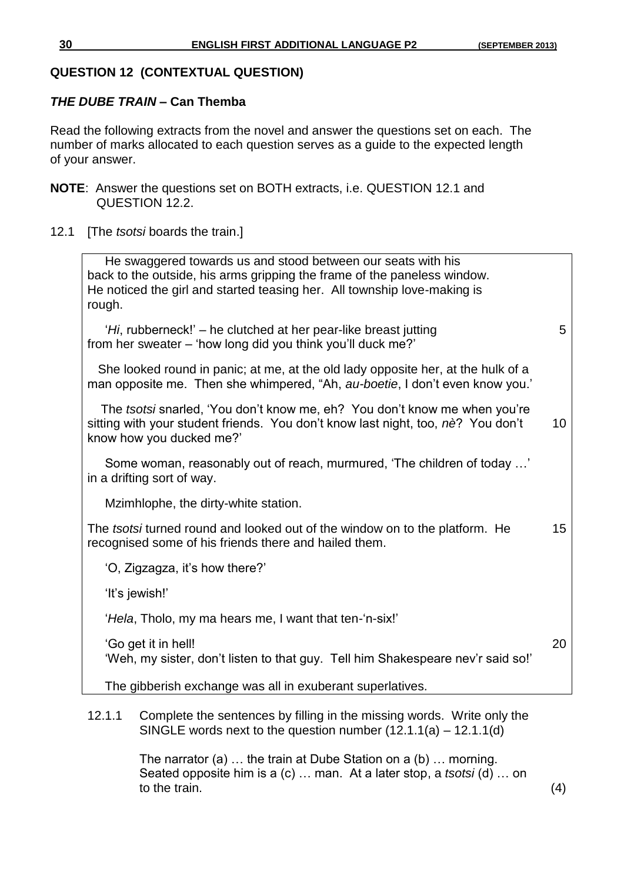## QUESTION 12 (CONTEXTUAL QUESTION)

### *THE DUBE TRAIN* – Can Themba

Read the following extracts from the novel and answer the questions set on each. The number of marks allocated to each question serves as a guide to the expected length of your answer.

**NOTE**: Answer the questions set on BOTH extracts, i.e. QUESTION 12.1 and QUESTION 12.2.

12.1 [The *tsotsi* boards the train.]

> He swaggered towards us and stood between our seats with his back to the outside, his arms gripping the frame of the paneless window. He noticed the girl and started teasing her. All township love-making is rough.
>
> '*Hi*, rubberneck!' – he clutched at her pear-like breast jutting from her sweater – 'how long did you think you'll duck me?' 5
>
> She looked round in panic; at me, at the old lady opposite her, at the hulk of a man opposite me. Then she whimpered, "Ah, *au-boetie*, I don't even know you.'
>
> The *tsotsi* snarled, 'You don't know me, eh? You don't know me when you're sitting with your student friends. You don't know last night, too, *nè*? You don't know how you ducked me?' 10
>
> Some woman, reasonably out of reach, murmured, 'The children of today …' in a drifting sort of way.
>
> Mzimhlophe, the dirty-white station.
>
> The *tsotsi* turned round and looked out of the window on to the platform. He recognised some of his friends there and hailed them. 15
>
> 'O, Zigzagza, it's how there?'
>
> 'It's jewish!'
>
> '*Hela*, Tholo, my ma hears me, I want that ten-'n-six!'
>
> 'Go get it in hell! 20
> 'Weh, my sister, don't listen to that guy. Tell him Shakespeare nev'r said so!'
>
> The gibberish exchange was all in exuberant superlatives.

12.1.1 Complete the sentences by filling in the missing words. Write only the SINGLE words next to the question number (12.1.1(a) – 12.1.1(d)

The narrator (a) … the train at Dube Station on a (b) … morning. Seated opposite him is a (c) … man. At a later stop, a *tsotsi* (d) … on to the train. (4)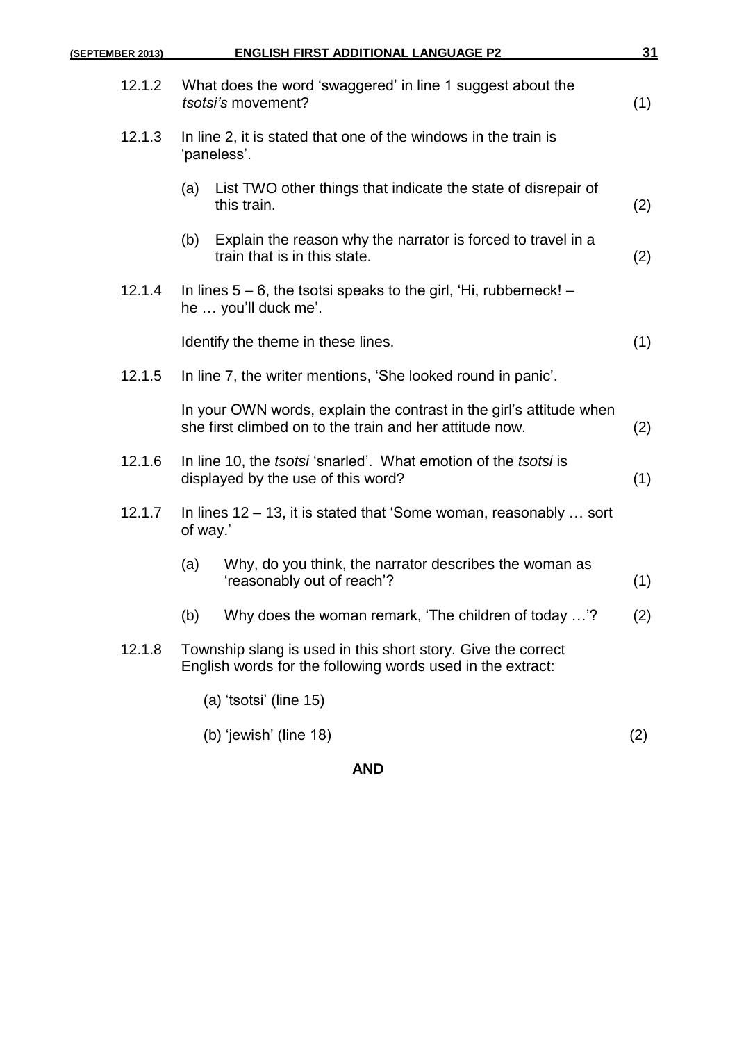12.1.2 What does the word 'swaggered' in line 1 suggest about the *tsotsi's* movement? (1)

12.1.3 In line 2, it is stated that one of the windows in the train is 'paneless'.

(a) List TWO other things that indicate the state of disrepair of this train. (2)

(b) Explain the reason why the narrator is forced to travel in a train that is in this state. (2)

12.1.4 In lines 5 – 6, the tsotsi speaks to the girl, 'Hi, rubberneck! – he … you'll duck me'.

Identify the theme in these lines. (1)

12.1.5 In line 7, the writer mentions, 'She looked round in panic'.

In your OWN words, explain the contrast in the girl's attitude when she first climbed on to the train and her attitude now. (2)

12.1.6 In line 10, the *tsotsi* 'snarled'. What emotion of the *tsotsi* is displayed by the use of this word? (1)

12.1.7 In lines 12 – 13, it is stated that 'Some woman, reasonably … sort of way.'

(a) Why, do you think, the narrator describes the woman as 'reasonably out of reach'? (1)

(b) Why does the woman remark, 'The children of today …'? (2)

12.1.8 Township slang is used in this short story. Give the correct English words for the following words used in the extract:

(a) 'tsotsi' (line 15)

(b) 'jewish' (line 18) (2)

**AND**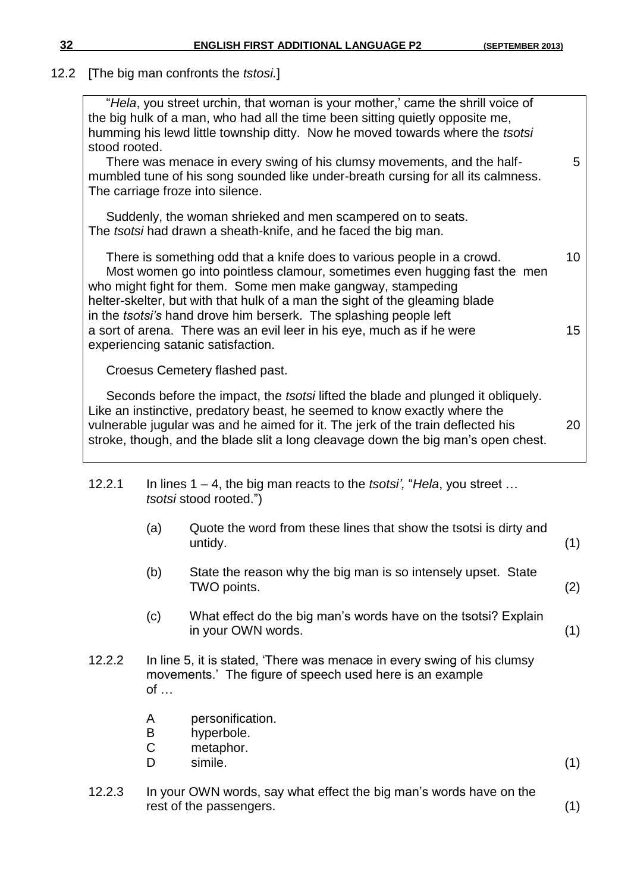12.2 [The big man confronts the *tstosi*.]

> "*Hela*, you street urchin, that woman is your mother,' came the shrill voice of the big hulk of a man, who had all the time been sitting quietly opposite me, humming his lewd little township ditty. Now he moved towards where the *tsotsi* stood rooted.
>
> There was menace in every swing of his clumsy movements, and the half-mumbled tune of his song sounded like under-breath cursing for all its calmness. The carriage froze into silence. (5)
>
> Suddenly, the woman shrieked and men scampered on to seats. The *tsotsi* had drawn a sheath-knife, and he faced the big man.
>
> There is something odd that a knife does to various people in a crowd. (10)
> Most women go into pointless clamour, sometimes even hugging fast the men who might fight for them. Some men make gangway, stampeding helter-skelter, but with that hulk of a man the sight of the gleaming blade in the *tsotsi's* hand drove him berserk. The splashing people left a sort of arena. There was an evil leer in his eye, much as if he were experiencing satanic satisfaction. (15)
>
> Croesus Cemetery flashed past.
>
> Seconds before the impact, the *tsotsi* lifted the blade and plunged it obliquely. Like an instinctive, predatory beast, he seemed to know exactly where the vulnerable jugular was and he aimed for it. The jerk of the train deflected his stroke, though, and the blade slit a long cleavage down the big man's open chest. (20)

12.2.1 In lines 1 – 4, the big man reacts to the *tsotsi',* "*Hela*, you street … *tsotsi* stood rooted.")

(a) Quote the word from these lines that show the tsotsi is dirty and untidy. (1)

(b) State the reason why the big man is so intensely upset. State TWO points. (2)

(c) What effect do the big man's words have on the tsotsi? Explain in your OWN words. (1)

12.2.2 In line 5, it is stated, 'There was menace in every swing of his clumsy movements.' The figure of speech used here is an example of …

A personification.
B hyperbole.
C metaphor.
D simile. (1)

12.2.3 In your OWN words, say what effect the big man's words have on the rest of the passengers. (1)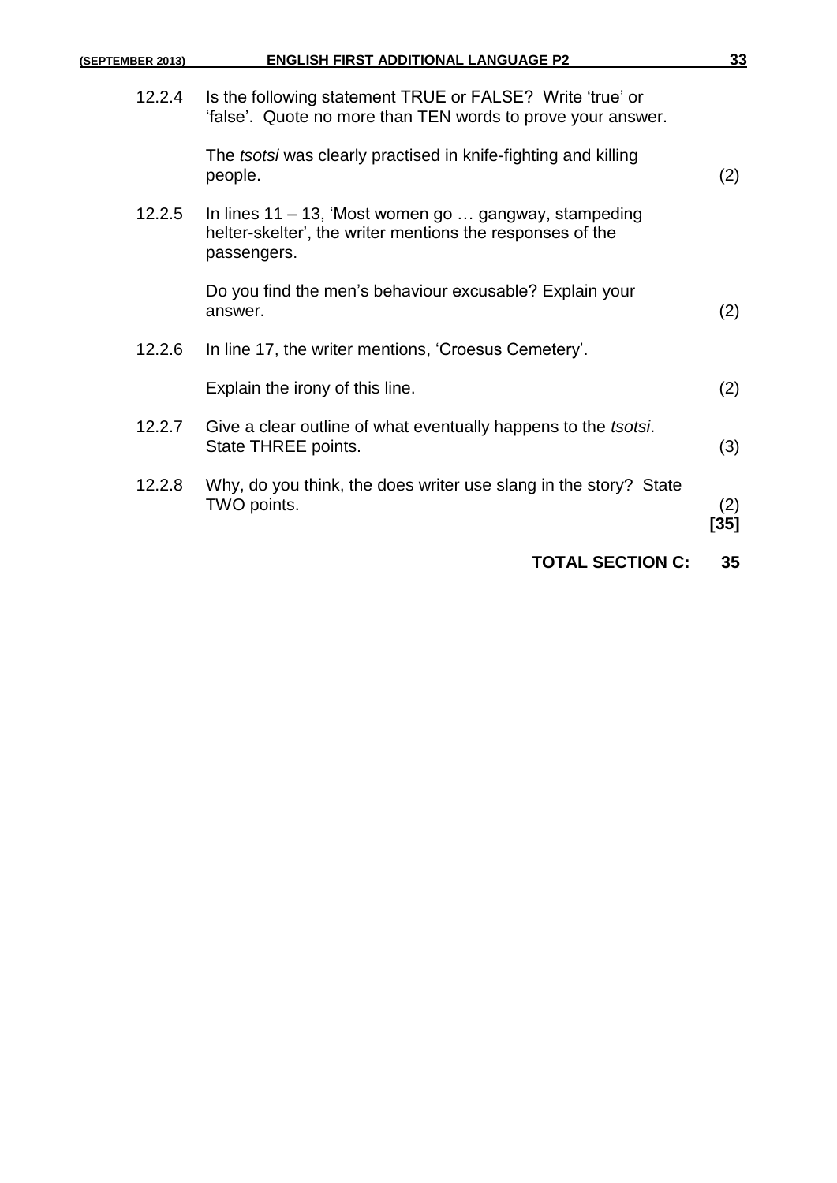12.2.4 Is the following statement TRUE or FALSE? Write 'true' or 'false'. Quote no more than TEN words to prove your answer.

The *tsotsi* was clearly practised in knife-fighting and killing people. (2)

12.2.5 In lines 11 – 13, 'Most women go … gangway, stampeding helter-skelter', the writer mentions the responses of the passengers.

Do you find the men's behaviour excusable? Explain your answer. (2)

12.2.6 In line 17, the writer mentions, 'Croesus Cemetery'.

Explain the irony of this line. (2)

12.2.7 Give a clear outline of what eventually happens to the *tsotsi*. State THREE points. (3)

12.2.8 Why, do you think, the does writer use slang in the story? State TWO points. (2)
**[35]**

**TOTAL SECTION C: 35**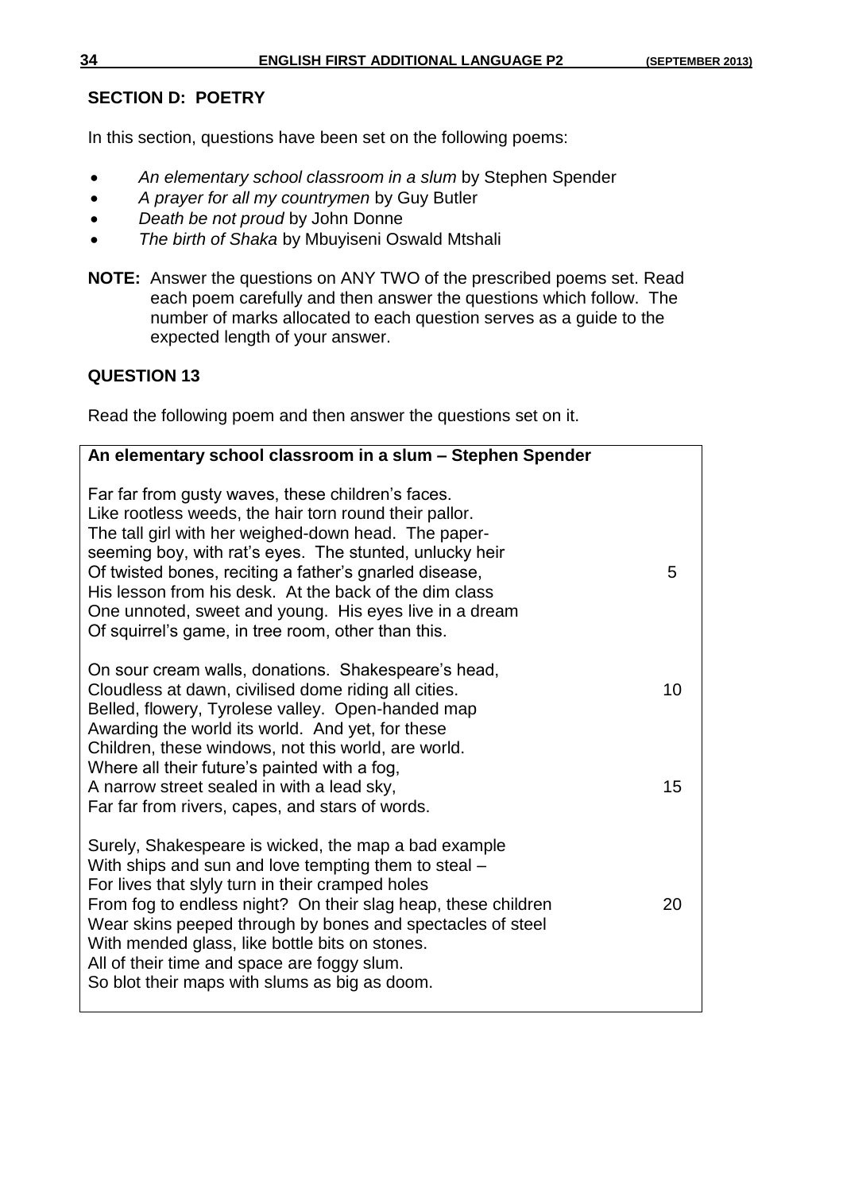## SECTION D: POETRY

In this section, questions have been set on the following poems:

- *An elementary school classroom in a slum* by Stephen Spender
- *A prayer for all my countrymen* by Guy Butler
- *Death be not proud* by John Donne
- *The birth of Shaka* by Mbuyiseni Oswald Mtshali

**NOTE:** Answer the questions on ANY TWO of the prescribed poems set. Read each poem carefully and then answer the questions which follow. The number of marks allocated to each question serves as a guide to the expected length of your answer.

### QUESTION 13

Read the following poem and then answer the questions set on it.

**An elementary school classroom in a slum – Stephen Spender**

Far far from gusty waves, these children's faces.
Like rootless weeds, the hair torn round their pallor.
The tall girl with her weighed-down head. The paper-
seeming boy, with rat's eyes. The stunted, unlucky heir
Of twisted bones, reciting a father's gnarled disease, 5
His lesson from his desk. At the back of the dim class
One unnoted, sweet and young. His eyes live in a dream
Of squirrel's game, in tree room, other than this.

On sour cream walls, donations. Shakespeare's head,
Cloudless at dawn, civilised dome riding all cities. 10
Belled, flowery, Tyrolese valley. Open-handed map
Awarding the world its world. And yet, for these
Children, these windows, not this world, are world.
Where all their future's painted with a fog,
A narrow street sealed in with a lead sky, 15
Far far from rivers, capes, and stars of words.

Surely, Shakespeare is wicked, the map a bad example
With ships and sun and love tempting them to steal –
For lives that slyly turn in their cramped holes
From fog to endless night? On their slag heap, these children 20
Wear skins peeped through by bones and spectacles of steel
With mended glass, like bottle bits on stones.
All of their time and space are foggy slum.
So blot their maps with slums as big as doom.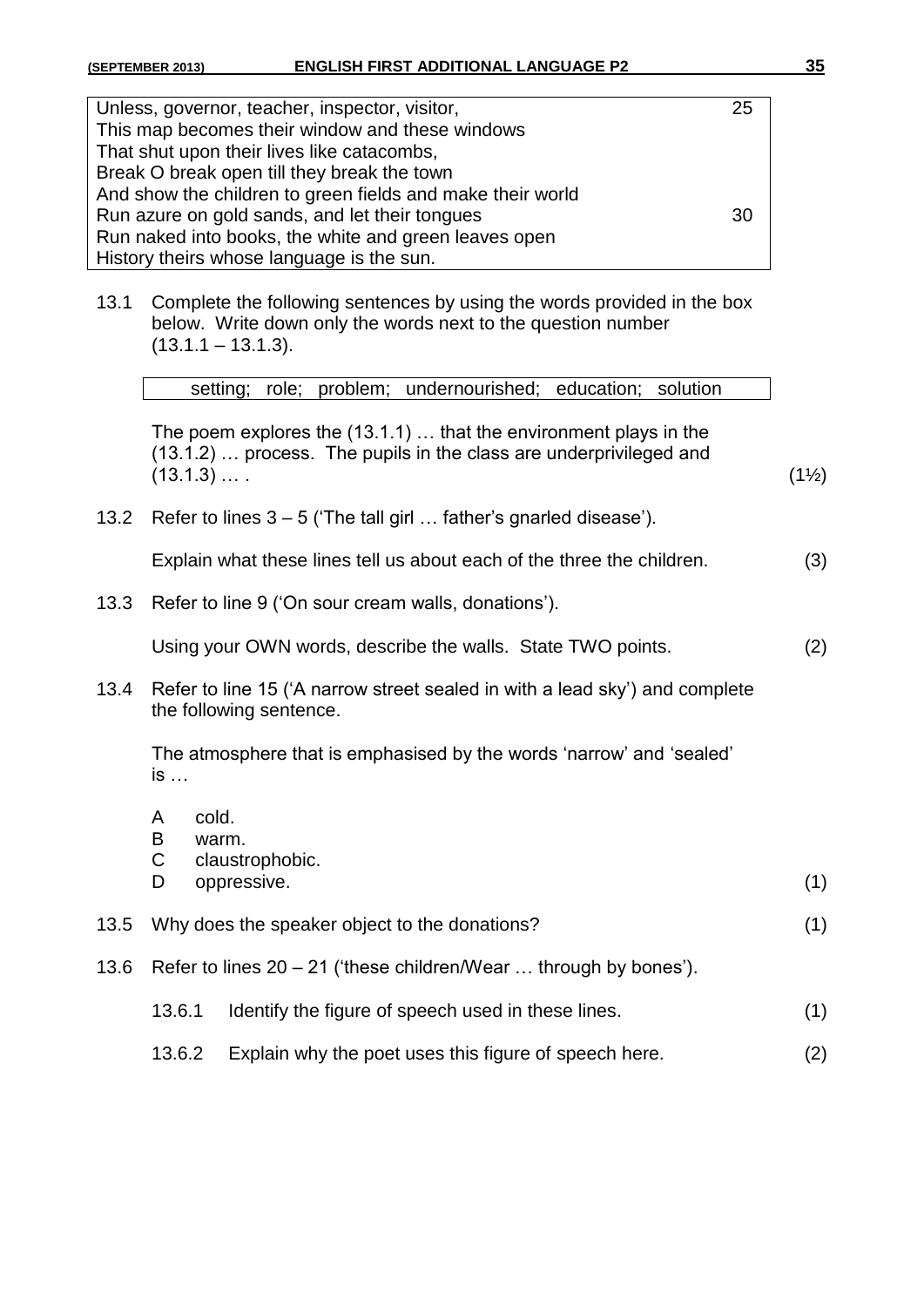| | |
|---|---|
| Unless, governor, teacher, inspector, visitor, | 25 |
| This map becomes their window and these windows | |
| That shut upon their lives like catacombs, | |
| Break O break open till they break the town | |
| And show the children to green fields and make their world | |
| Run azure on gold sands, and let their tongues | 30 |
| Run naked into books, the white and green leaves open | |
| History theirs whose language is the sun. | |

13.1 Complete the following sentences by using the words provided in the box below. Write down only the words next to the question number (13.1.1 – 13.1.3).

| setting; role; problem; undernourished; education; solution |
|---|

The poem explores the (13.1.1) … that the environment plays in the (13.1.2) … process. The pupils in the class are underprivileged and (13.1.3) … . (1½)

13.2 Refer to lines 3 – 5 ('The tall girl … father's gnarled disease').

Explain what these lines tell us about each of the three the children. (3)

13.3 Refer to line 9 ('On sour cream walls, donations').

Using your OWN words, describe the walls. State TWO points. (2)

13.4 Refer to line 15 ('A narrow street sealed in with a lead sky') and complete the following sentence.

The atmosphere that is emphasised by the words 'narrow' and 'sealed' is …

A cold.
B warm.
C claustrophobic.
D oppressive. (1)

13.5 Why does the speaker object to the donations? (1)

13.6 Refer to lines 20 – 21 ('these children/Wear … through by bones').

13.6.1 Identify the figure of speech used in these lines. (1)

13.6.2 Explain why the poet uses this figure of speech here. (2)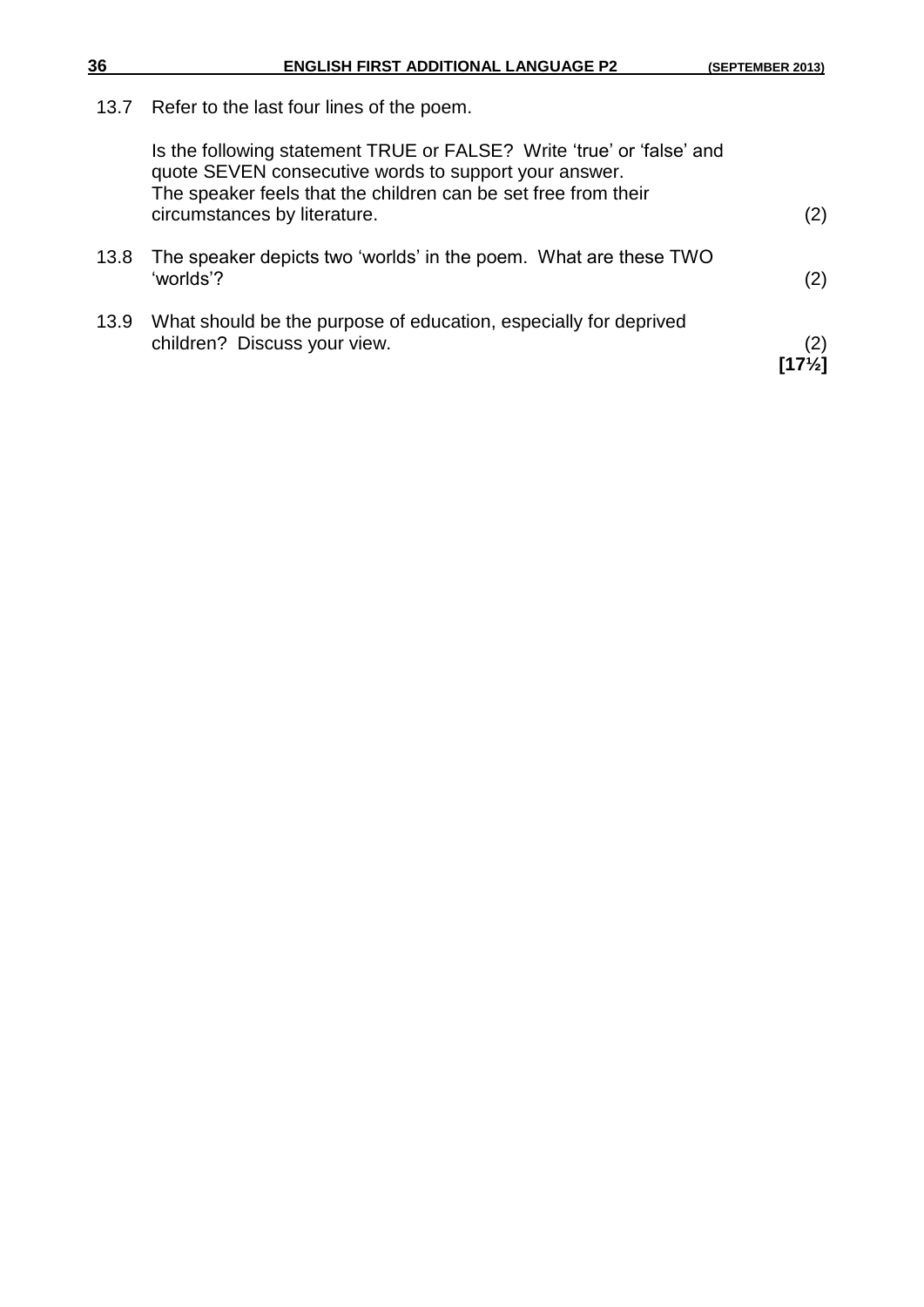13.7 Refer to the last four lines of the poem.

Is the following statement TRUE or FALSE? Write 'true' or 'false' and quote SEVEN consecutive words to support your answer.
The speaker feels that the children can be set free from their circumstances by literature. (2)

13.8 The speaker depicts two 'worlds' in the poem. What are these TWO 'worlds'? (2)

13.9 What should be the purpose of education, especially for deprived children? Discuss your view. (2)
**[17½]**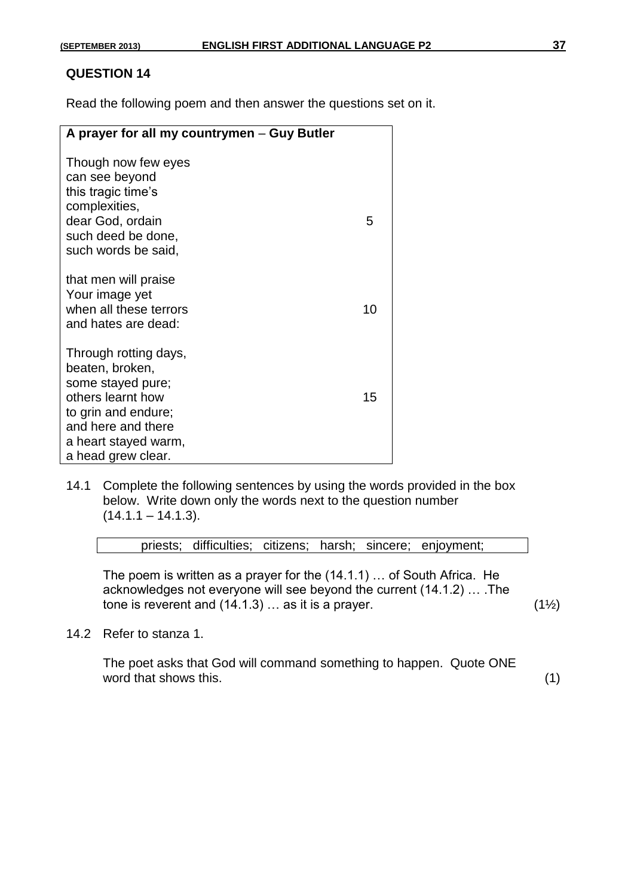## QUESTION 14

Read the following poem and then answer the questions set on it.

**A prayer for all my countrymen – Guy Butler**

Though now few eyes  
can see beyond  
this tragic time's  
complexities,  
dear God, ordain &nbsp;&nbsp;&nbsp;&nbsp;&nbsp;&nbsp;&nbsp;&nbsp;&nbsp;&nbsp; 5  
such deed be done,  
such words be said,

that men will praise  
Your image yet  
when all these terrors &nbsp;&nbsp;&nbsp;&nbsp;&nbsp;&nbsp;&nbsp;&nbsp;&nbsp;&nbsp; 10  
and hates are dead:

Through rotting days,  
beaten, broken,  
some stayed pure;  
others learnt how &nbsp;&nbsp;&nbsp;&nbsp;&nbsp;&nbsp;&nbsp;&nbsp;&nbsp;&nbsp; 15  
to grin and endure;  
and here and there  
a heart stayed warm,  
a head grew clear.

14.1 Complete the following sentences by using the words provided in the box below. Write down only the words next to the question number (14.1.1 – 14.1.3).

| priests; difficulties; citizens; harsh; sincere; enjoyment; |
|---|

The poem is written as a prayer for the (14.1.1) … of South Africa. He acknowledges not everyone will see beyond the current (14.1.2) … .The tone is reverent and (14.1.3) … as it is a prayer. (1½)

14.2 Refer to stanza 1.

The poet asks that God will command something to happen. Quote ONE word that shows this. (1)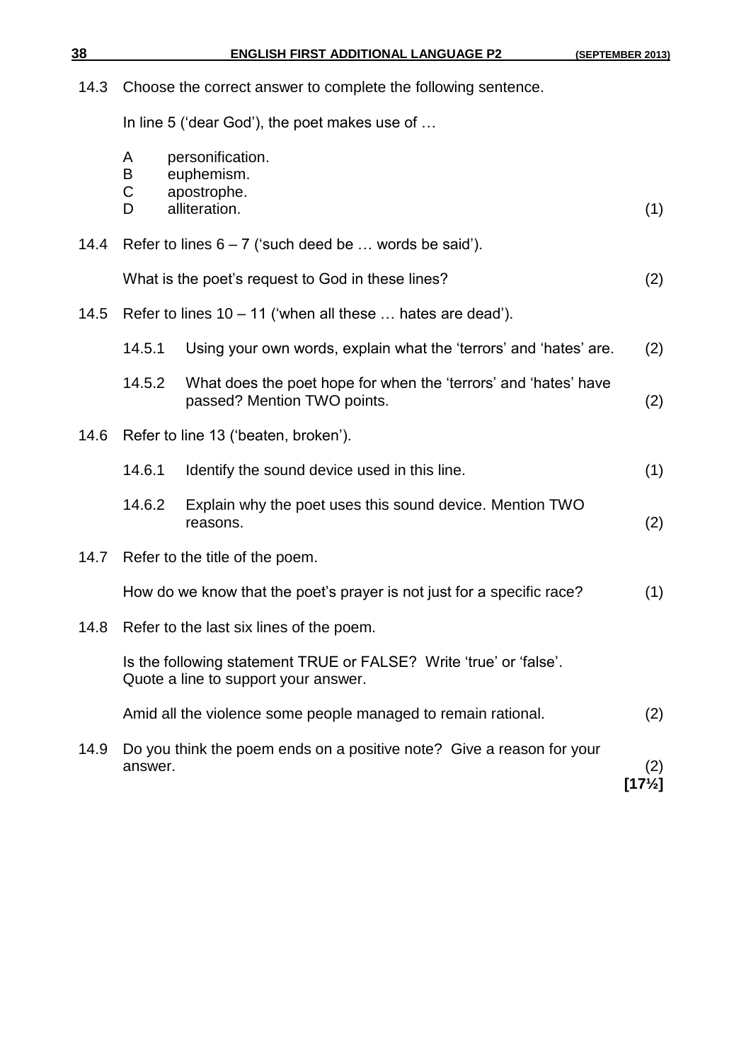14.3 Choose the correct answer to complete the following sentence.

In line 5 ('dear God'), the poet makes use of …

A personification.
B euphemism.
C apostrophe.
D alliteration. (1)

14.4 Refer to lines 6 – 7 ('such deed be … words be said').

What is the poet's request to God in these lines? (2)

14.5 Refer to lines 10 – 11 ('when all these … hates are dead').

14.5.1 Using your own words, explain what the 'terrors' and 'hates' are. (2)

14.5.2 What does the poet hope for when the 'terrors' and 'hates' have passed? Mention TWO points. (2)

14.6 Refer to line 13 ('beaten, broken').

14.6.1 Identify the sound device used in this line. (1)

14.6.2 Explain why the poet uses this sound device. Mention TWO reasons. (2)

14.7 Refer to the title of the poem.

How do we know that the poet's prayer is not just for a specific race? (1)

14.8 Refer to the last six lines of the poem.

Is the following statement TRUE or FALSE? Write 'true' or 'false'. Quote a line to support your answer.

Amid all the violence some people managed to remain rational. (2)

14.9 Do you think the poem ends on a positive note? Give a reason for your answer. (2)

**[17½]**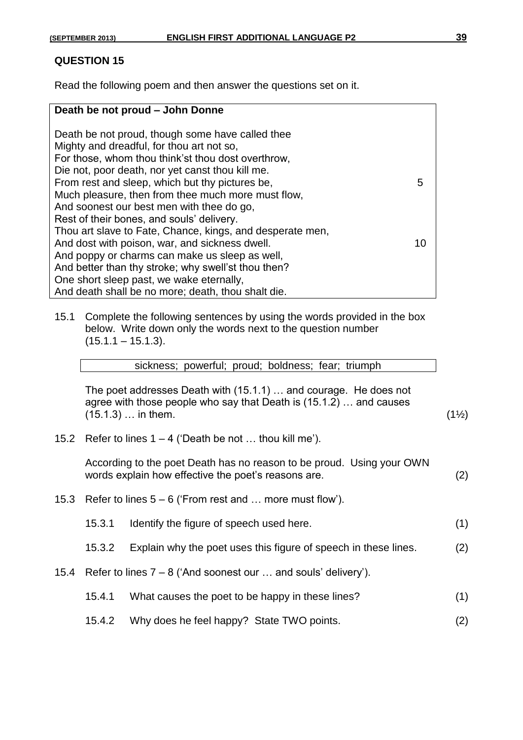## QUESTION 15

Read the following poem and then answer the questions set on it.

**Death be not proud – John Donne**

Death be not proud, though some have called thee
Mighty and dreadful, for thou art not so,
For those, whom thou think'st thou dost overthrow,
Die not, poor death, nor yet canst thou kill me.
From rest and sleep, which but thy pictures be, 5
Much pleasure, then from thee much more must flow,
And soonest our best men with thee do go,
Rest of their bones, and souls' delivery.
Thou art slave to Fate, Chance, kings, and desperate men,
And dost with poison, war, and sickness dwell. 10
And poppy or charms can make us sleep as well,
And better than thy stroke; why swell'st thou then?
One short sleep past, we wake eternally,
And death shall be no more; death, thou shalt die.

15.1 Complete the following sentences by using the words provided in the box below. Write down only the words next to the question number (15.1.1 – 15.1.3).

| sickness; powerful; proud; boldness; fear; triumph |
|---|

The poet addresses Death with (15.1.1) … and courage. He does not agree with those people who say that Death is (15.1.2) … and causes (15.1.3) … in them. (1½)

15.2 Refer to lines 1 – 4 ('Death be not … thou kill me').

According to the poet Death has no reason to be proud. Using your OWN words explain how effective the poet's reasons are. (2)

15.3 Refer to lines 5 – 6 ('From rest and … more must flow').

15.3.1 Identify the figure of speech used here. (1)

15.3.2 Explain why the poet uses this figure of speech in these lines. (2)

15.4 Refer to lines 7 – 8 ('And soonest our … and souls' delivery').

15.4.1 What causes the poet to be happy in these lines? (1)

15.4.2 Why does he feel happy? State TWO points. (2)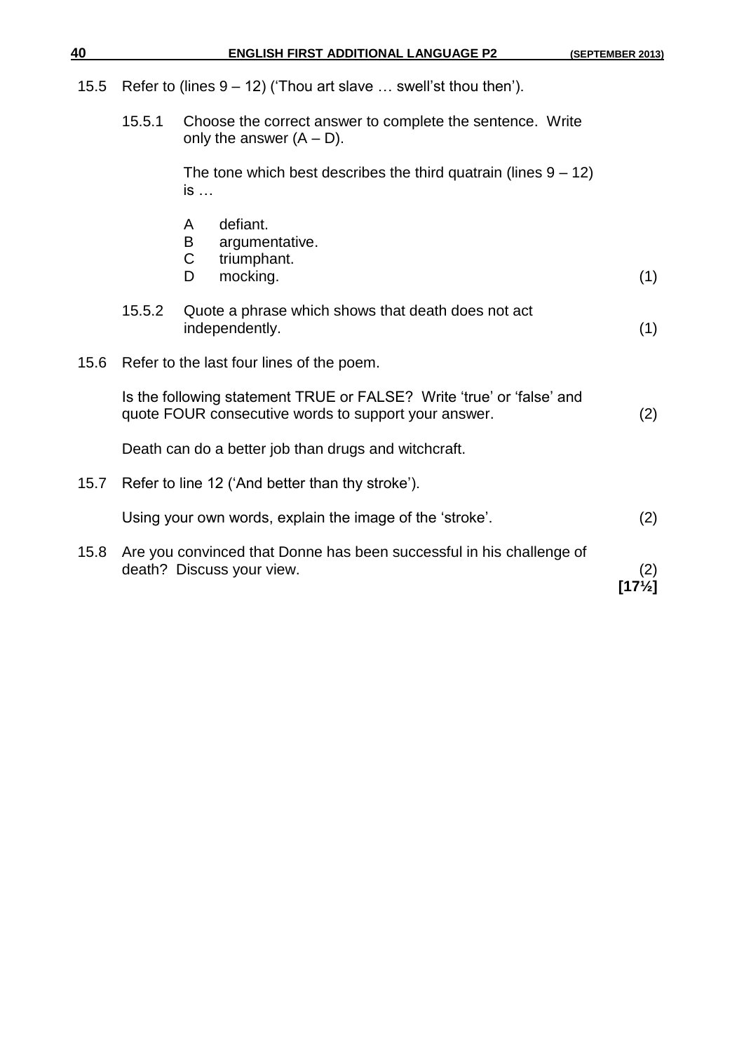15.5 Refer to (lines 9 – 12) ('Thou art slave … swell'st thou then').

15.5.1 Choose the correct answer to complete the sentence. Write only the answer (A – D).

The tone which best describes the third quatrain (lines 9 – 12) is …

A defiant.
B argumentative.
C triumphant.
D mocking. (1)

15.5.2 Quote a phrase which shows that death does not act independently. (1)

15.6 Refer to the last four lines of the poem.

Is the following statement TRUE or FALSE? Write 'true' or 'false' and quote FOUR consecutive words to support your answer. (2)

Death can do a better job than drugs and witchcraft.

15.7 Refer to line 12 ('And better than thy stroke').

Using your own words, explain the image of the 'stroke'. (2)

15.8 Are you convinced that Donne has been successful in his challenge of death? Discuss your view. (2)

**[17½]**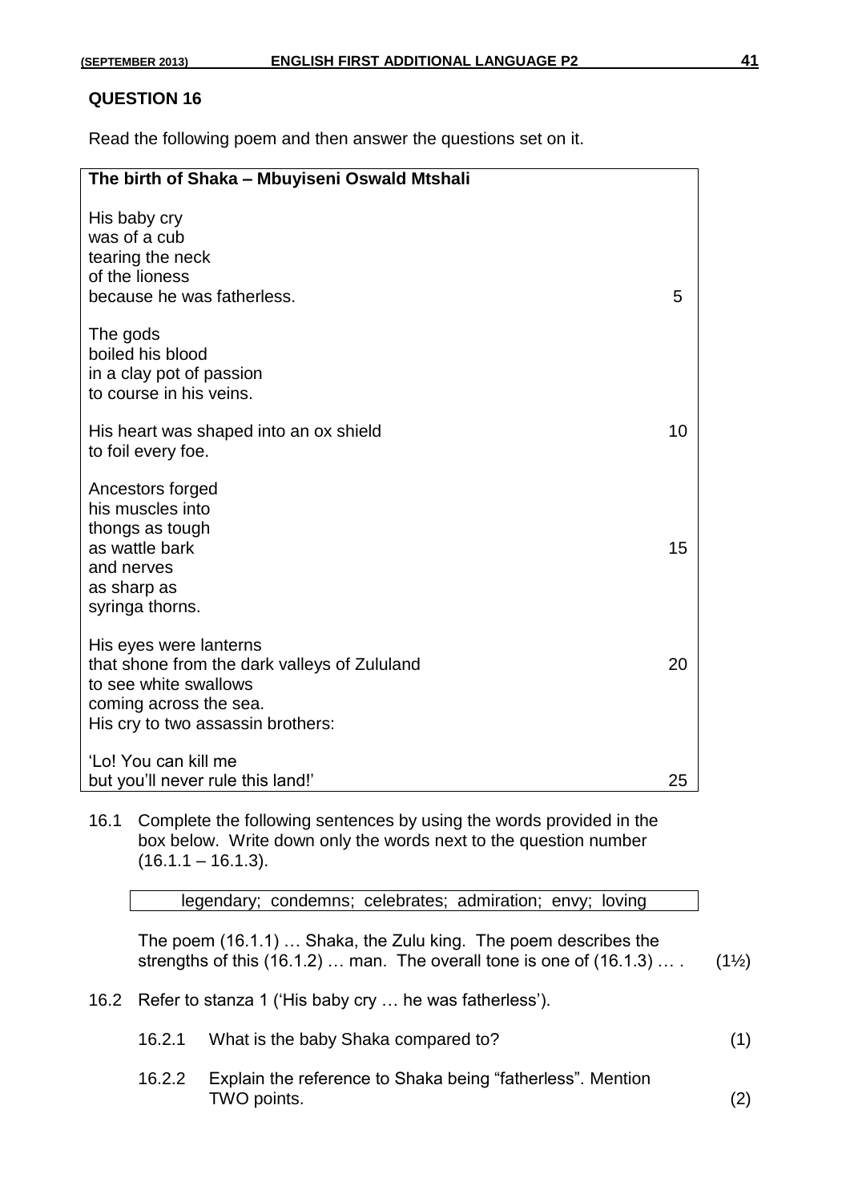## QUESTION 16

Read the following poem and then answer the questions set on it.

**The birth of Shaka – Mbuyiseni Oswald Mtshali**

His baby cry
was of a cub
tearing the neck
of the lioness
because he was fatherless. 5

The gods
boiled his blood
in a clay pot of passion
to course in his veins.

His heart was shaped into an ox shield 10
to foil every foe.

Ancestors forged
his muscles into
thongs as tough
as wattle bark 15
and nerves
as sharp as
syringa thorns.

His eyes were lanterns
that shone from the dark valleys of Zululand 20
to see white swallows
coming across the sea.
His cry to two assassin brothers:

'Lo! You can kill me
but you'll never rule this land!' 25

16.1 Complete the following sentences by using the words provided in the box below. Write down only the words next to the question number (16.1.1 – 16.1.3).

| legendary; condemns; celebrates; admiration; envy; loving |
|---|

The poem (16.1.1) … Shaka, the Zulu king. The poem describes the strengths of this (16.1.2) … man. The overall tone is one of (16.1.3) … . (1½)

16.2 Refer to stanza 1 ('His baby cry … he was fatherless').

16.2.1 What is the baby Shaka compared to? (1)

16.2.2 Explain the reference to Shaka being "fatherless". Mention TWO points. (2)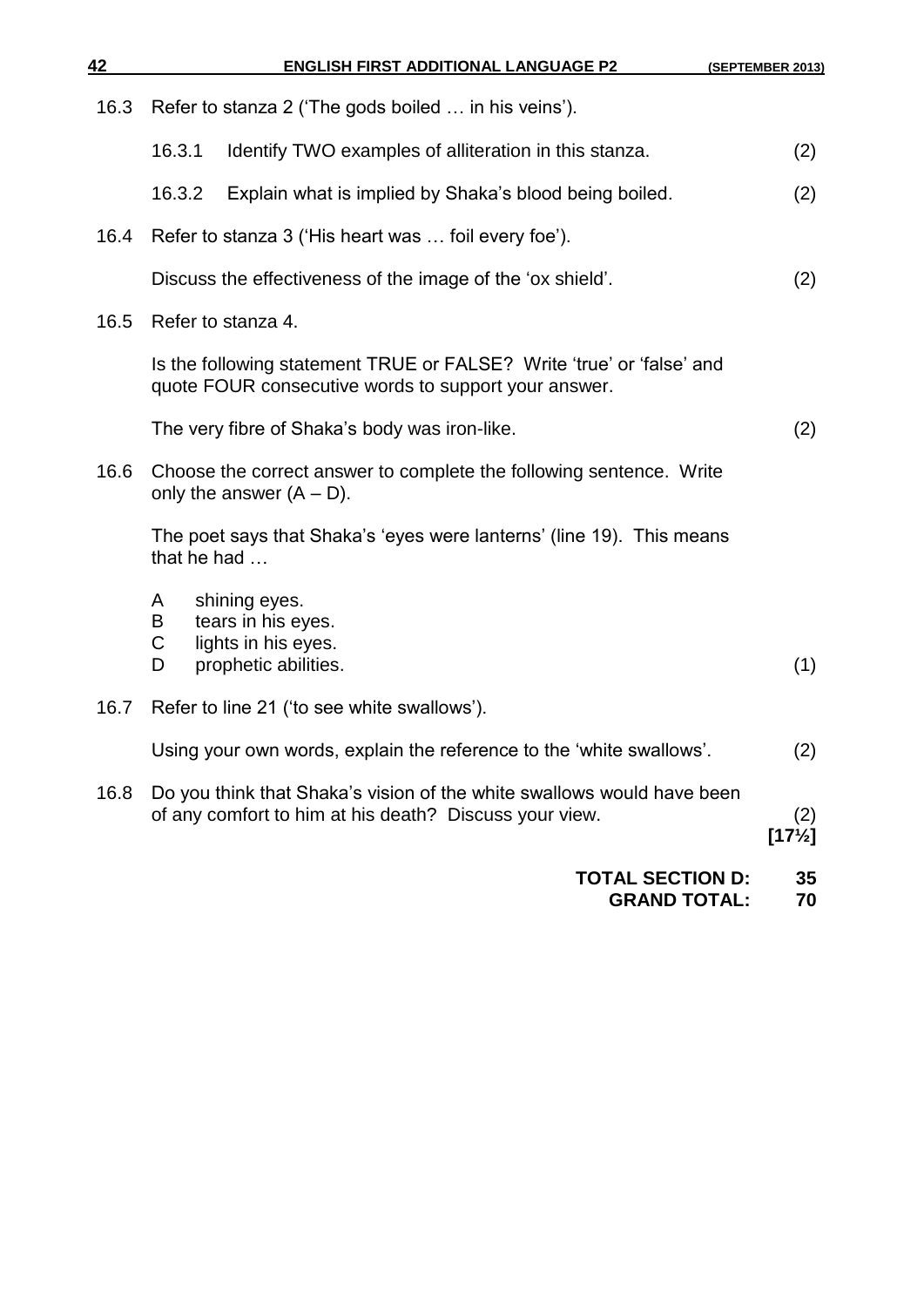16.3 Refer to stanza 2 ('The gods boiled … in his veins').

16.3.1 Identify TWO examples of alliteration in this stanza. (2)

16.3.2 Explain what is implied by Shaka's blood being boiled. (2)

16.4 Refer to stanza 3 ('His heart was … foil every foe').

Discuss the effectiveness of the image of the 'ox shield'. (2)

16.5 Refer to stanza 4.

Is the following statement TRUE or FALSE? Write 'true' or 'false' and quote FOUR consecutive words to support your answer.

The very fibre of Shaka's body was iron-like. (2)

16.6 Choose the correct answer to complete the following sentence. Write only the answer (A – D).

The poet says that Shaka's 'eyes were lanterns' (line 19). This means that he had …

A shining eyes.
B tears in his eyes.
C lights in his eyes.
D prophetic abilities. (1)

16.7 Refer to line 21 ('to see white swallows').

Using your own words, explain the reference to the 'white swallows'. (2)

16.8 Do you think that Shaka's vision of the white swallows would have been of any comfort to him at his death? Discuss your view. (2)

**[17½]**

**TOTAL SECTION D: 35**
**GRAND TOTAL: 70**